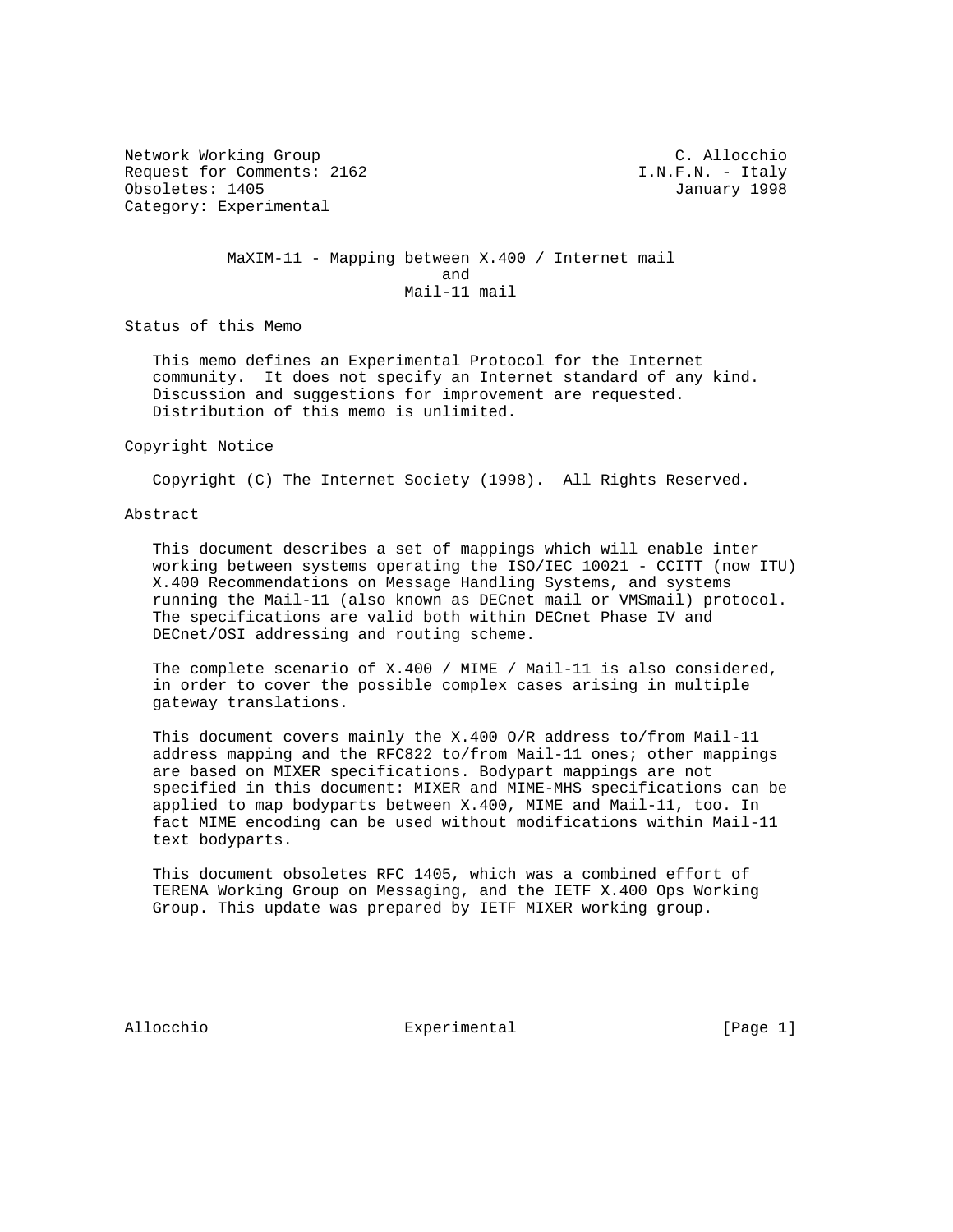Network Working Group C. Allocchio
Request for Comments: 2162 I.N.F.N. - Italy
Obsoletes: 1405 January 1998
Category: Experimental

# MaXIM-11 - Mapping between X.400 / Internet mail and Mail-11 mail

## Status of this Memo

This memo defines an Experimental Protocol for the Internet community. It does not specify an Internet standard of any kind. Discussion and suggestions for improvement are requested. Distribution of this memo is unlimited.

## Copyright Notice

Copyright (C) The Internet Society (1998). All Rights Reserved.

## Abstract

This document describes a set of mappings which will enable inter working between systems operating the ISO/IEC 10021 - CCITT (now ITU) X.400 Recommendations on Message Handling Systems, and systems running the Mail-11 (also known as DECnet mail or VMSmail) protocol. The specifications are valid both within DECnet Phase IV and DECnet/OSI addressing and routing scheme.

The complete scenario of X.400 / MIME / Mail-11 is also considered, in order to cover the possible complex cases arising in multiple gateway translations.

This document covers mainly the X.400 O/R address to/from Mail-11 address mapping and the RFC822 to/from Mail-11 ones; other mappings are based on MIXER specifications. Bodypart mappings are not specified in this document: MIXER and MIME-MHS specifications can be applied to map bodyparts between X.400, MIME and Mail-11, too. In fact MIME encoding can be used without modifications within Mail-11 text bodyparts.

This document obsoletes RFC 1405, which was a combined effort of TERENA Working Group on Messaging, and the IETF X.400 Ops Working Group. This update was prepared by IETF MIXER working group.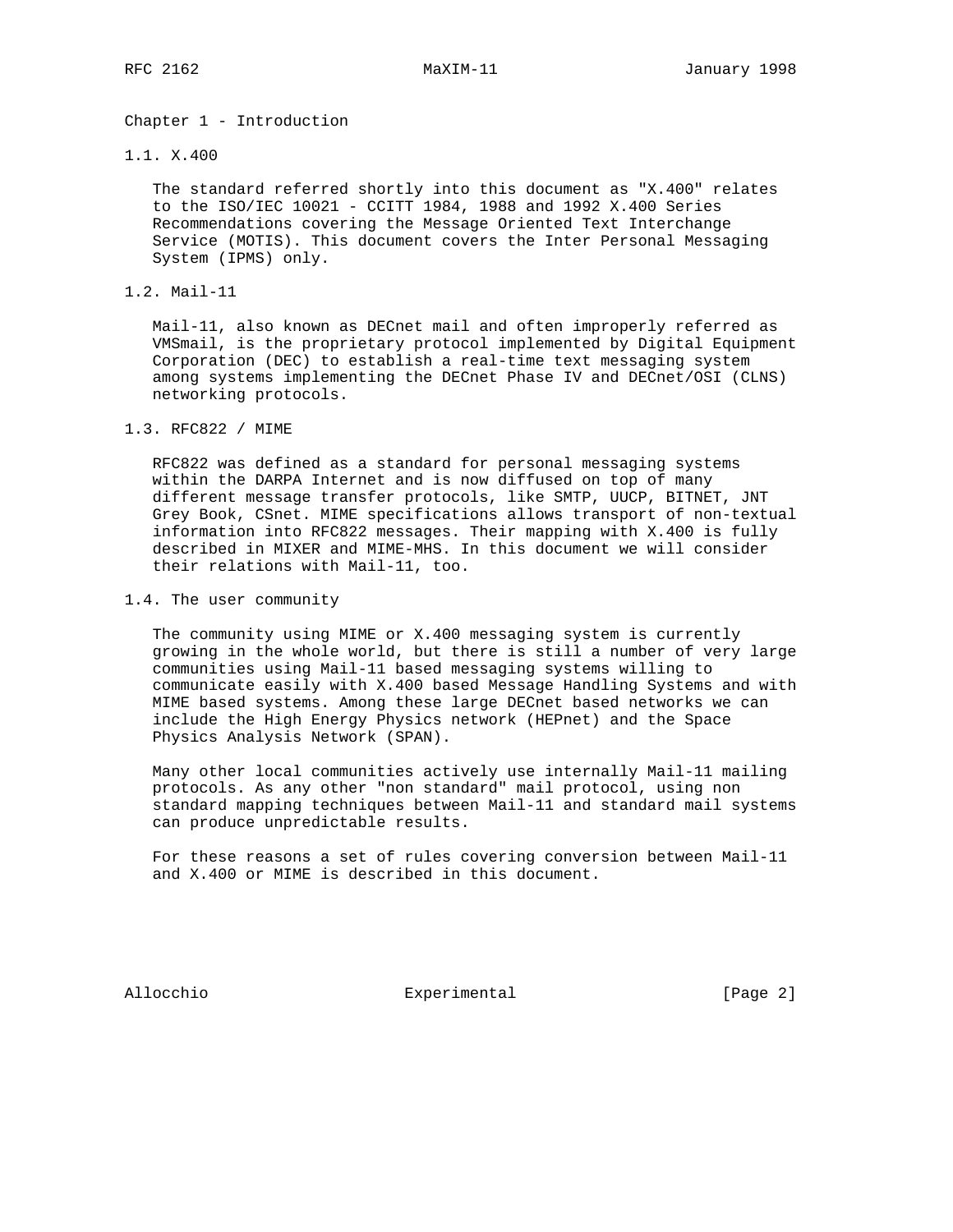# Chapter 1 - Introduction

## 1.1. X.400

The standard referred shortly into this document as "X.400" relates to the ISO/IEC 10021 - CCITT 1984, 1988 and 1992 X.400 Series Recommendations covering the Message Oriented Text Interchange Service (MOTIS). This document covers the Inter Personal Messaging System (IPMS) only.

## 1.2. Mail-11

Mail-11, also known as DECnet mail and often improperly referred as VMSmail, is the proprietary protocol implemented by Digital Equipment Corporation (DEC) to establish a real-time text messaging system among systems implementing the DECnet Phase IV and DECnet/OSI (CLNS) networking protocols.

## 1.3. RFC822 / MIME

RFC822 was defined as a standard for personal messaging systems within the DARPA Internet and is now diffused on top of many different message transfer protocols, like SMTP, UUCP, BITNET, JNT Grey Book, CSnet. MIME specifications allows transport of non-textual information into RFC822 messages. Their mapping with X.400 is fully described in MIXER and MIME-MHS. In this document we will consider their relations with Mail-11, too.

## 1.4. The user community

The community using MIME or X.400 messaging system is currently growing in the whole world, but there is still a number of very large communities using Mail-11 based messaging systems willing to communicate easily with X.400 based Message Handling Systems and with MIME based systems. Among these large DECnet based networks we can include the High Energy Physics network (HEPnet) and the Space Physics Analysis Network (SPAN).

Many other local communities actively use internally Mail-11 mailing protocols. As any other "non standard" mail protocol, using non standard mapping techniques between Mail-11 and standard mail systems can produce unpredictable results.

For these reasons a set of rules covering conversion between Mail-11 and X.400 or MIME is described in this document.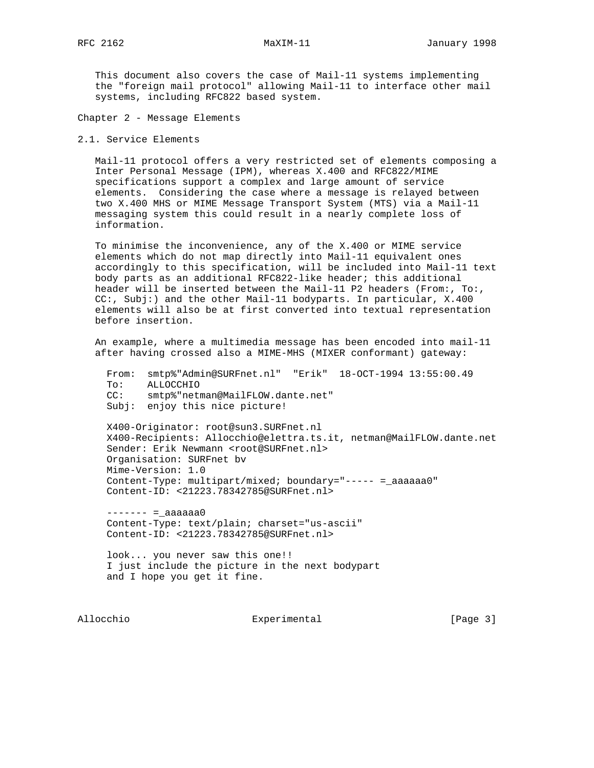This document also covers the case of Mail-11 systems implementing the "foreign mail protocol" allowing Mail-11 to interface other mail systems, including RFC822 based system.

## Chapter 2 - Message Elements

### 2.1. Service Elements

Mail-11 protocol offers a very restricted set of elements composing a Inter Personal Message (IPM), whereas X.400 and RFC822/MIME specifications support a complex and large amount of service elements. Considering the case where a message is relayed between two X.400 MHS or MIME Message Transport System (MTS) via a Mail-11 messaging system this could result in a nearly complete loss of information.

To minimise the inconvenience, any of the X.400 or MIME service elements which do not map directly into Mail-11 equivalent ones accordingly to this specification, will be included into Mail-11 text body parts as an additional RFC822-like header; this additional header will be inserted between the Mail-11 P2 headers (From:, To:, CC:, Subj:) and the other Mail-11 bodyparts. In particular, X.400 elements will also be at first converted into textual representation before insertion.

An example, where a multimedia message has been encoded into mail-11 after having crossed also a MIME-MHS (MIXER conformant) gateway:

```
From:  smtp%"Admin@SURFnet.nl"  "Erik"  18-OCT-1994 13:55:00.49
To:    ALLOCCHIO
CC:    smtp%"netman@MailFLOW.dante.net"
Subj:  enjoy this nice picture!

X400-Originator: root@sun3.SURFnet.nl
X400-Recipients: Allocchio@elettra.ts.it, netman@MailFLOW.dante.net
Sender: Erik Newmann <root@SURFnet.nl>
Organisation: SURFnet bv
Mime-Version: 1.0
Content-Type: multipart/mixed; boundary="----- =_aaaaaa0"
Content-ID: <21223.78342785@SURFnet.nl>

------- =_aaaaaa0
Content-Type: text/plain; charset="us-ascii"
Content-ID: <21223.78342785@SURFnet.nl>

look... you never saw this one!!
I just include the picture in the next bodypart
and I hope you get it fine.
```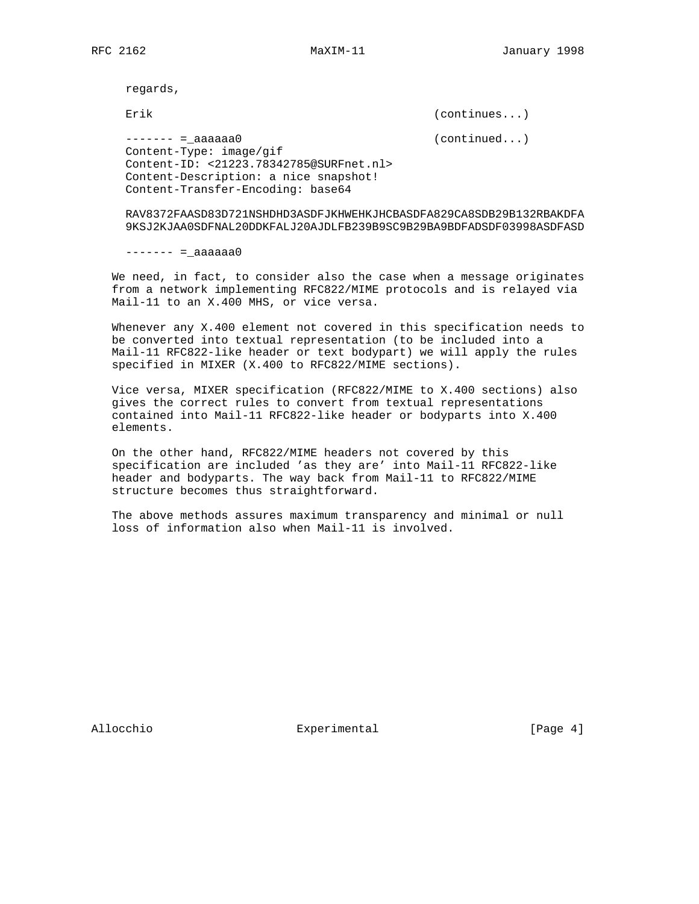```
   regards,

   Erik                                        (continues...)

   ------- =_aaaaaa0                           (continued...)
   Content-Type: image/gif
   Content-ID: <21223.78342785@SURFnet.nl>
   Content-Description: a nice snapshot!
   Content-Transfer-Encoding: base64

   RAV8372FAASD83D721NSHDHD3ASDFJKHWEHKJHCBASDFA829CA8SDB29B132RBAKDFA
   9KSJ2KJAA0SDFNAL20DDKFALJ20AJDLFB239B9SC9B29BA9BDFADSDF03998ASDFASD

   ------- =_aaaaaa0
```

We need, in fact, to consider also the case when a message originates from a network implementing RFC822/MIME protocols and is relayed via Mail-11 to an X.400 MHS, or vice versa.

Whenever any X.400 element not covered in this specification needs to be converted into textual representation (to be included into a Mail-11 RFC822-like header or text bodypart) we will apply the rules specified in MIXER (X.400 to RFC822/MIME sections).

Vice versa, MIXER specification (RFC822/MIME to X.400 sections) also gives the correct rules to convert from textual representations contained into Mail-11 RFC822-like header or bodyparts into X.400 elements.

On the other hand, RFC822/MIME headers not covered by this specification are included 'as they are' into Mail-11 RFC822-like header and bodyparts. The way back from Mail-11 to RFC822/MIME structure becomes thus straightforward.

The above methods assures maximum transparency and minimal or null loss of information also when Mail-11 is involved.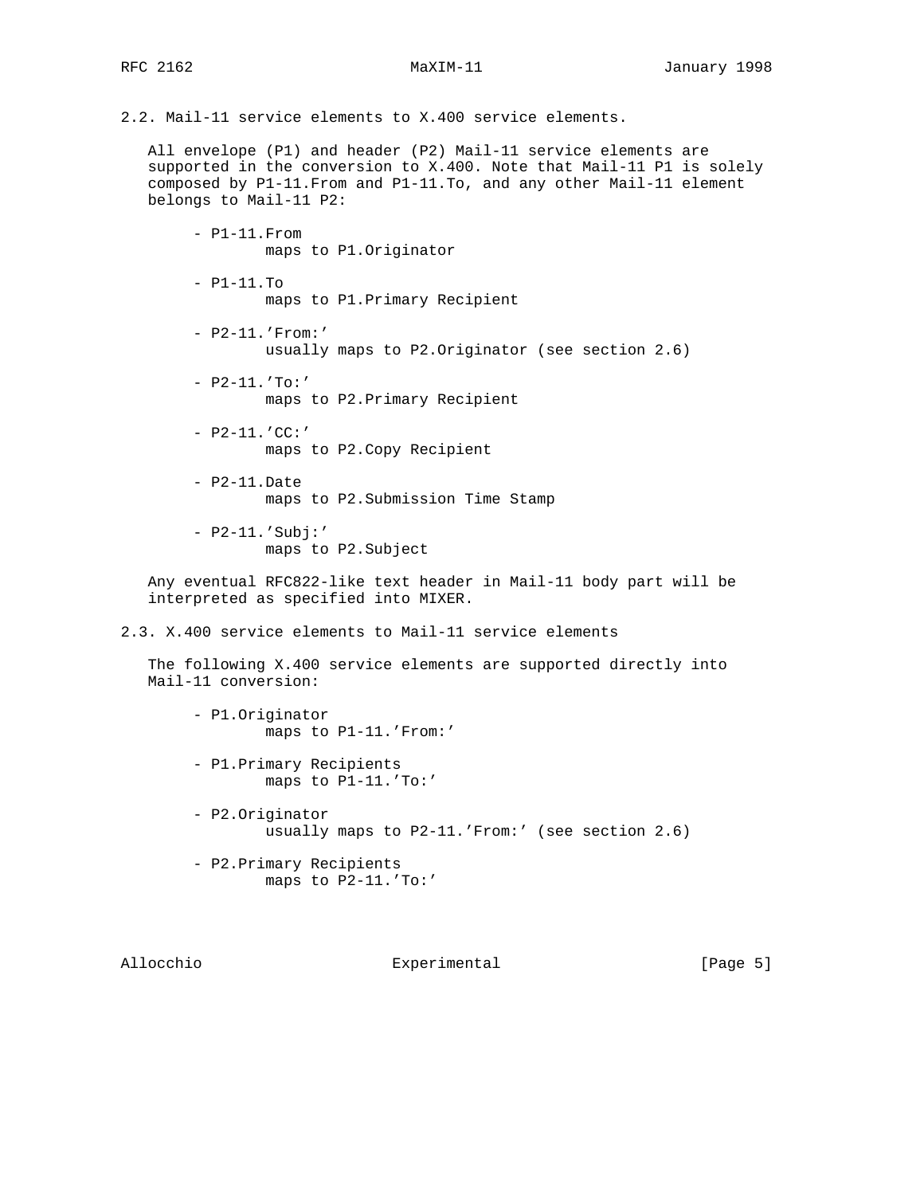## 2.2. Mail-11 service elements to X.400 service elements.

All envelope (P1) and header (P2) Mail-11 service elements are supported in the conversion to X.400. Note that Mail-11 P1 is solely composed by P1-11.From and P1-11.To, and any other Mail-11 element belongs to Mail-11 P2:

- P1-11.From
  maps to P1.Originator

- P1-11.To
  maps to P1.Primary Recipient

- P2-11.'From:'
  usually maps to P2.Originator (see section 2.6)

- P2-11.'To:'
  maps to P2.Primary Recipient

- P2-11.'CC:'
  maps to P2.Copy Recipient

- P2-11.Date
  maps to P2.Submission Time Stamp

- P2-11.'Subj:'
  maps to P2.Subject

Any eventual RFC822-like text header in Mail-11 body part will be interpreted as specified into MIXER.

## 2.3. X.400 service elements to Mail-11 service elements

The following X.400 service elements are supported directly into Mail-11 conversion:

- P1.Originator
  maps to P1-11.'From:'

- P1.Primary Recipients
  maps to P1-11.'To:'

- P2.Originator
  usually maps to P2-11.'From:' (see section 2.6)

- P2.Primary Recipients
  maps to P2-11.'To:'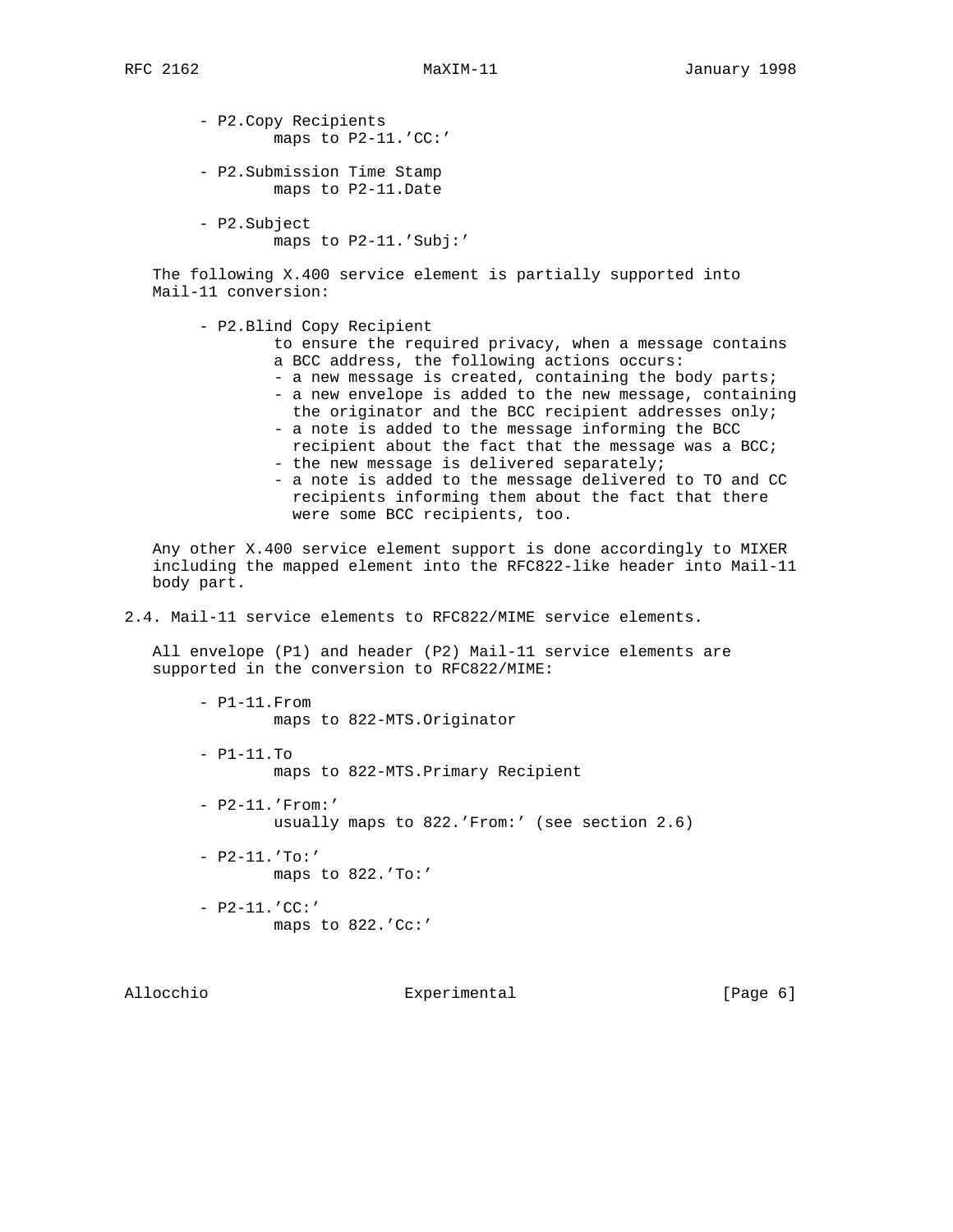- P2.Copy Recipients
  maps to P2-11.'CC:'

- P2.Submission Time Stamp
  maps to P2-11.Date

- P2.Subject
  maps to P2-11.'Subj:'

The following X.400 service element is partially supported into Mail-11 conversion:

- P2.Blind Copy Recipient
  to ensure the required privacy, when a message contains a BCC address, the following actions occurs:
  - a new message is created, containing the body parts;
  - a new envelope is added to the new message, containing the originator and the BCC recipient addresses only;
  - a note is added to the message informing the BCC recipient about the fact that the message was a BCC;
  - the new message is delivered separately;
  - a note is added to the message delivered to TO and CC recipients informing them about the fact that there were some BCC recipients, too.

Any other X.400 service element support is done accordingly to MIXER including the mapped element into the RFC822-like header into Mail-11 body part.

## 2.4. Mail-11 service elements to RFC822/MIME service elements.

All envelope (P1) and header (P2) Mail-11 service elements are supported in the conversion to RFC822/MIME:

- P1-11.From
  maps to 822-MTS.Originator

- P1-11.To
  maps to 822-MTS.Primary Recipient

- P2-11.'From:'
  usually maps to 822.'From:' (see section 2.6)

- P2-11.'To:'
  maps to 822.'To:'

- P2-11.'CC:'
  maps to 822.'Cc:'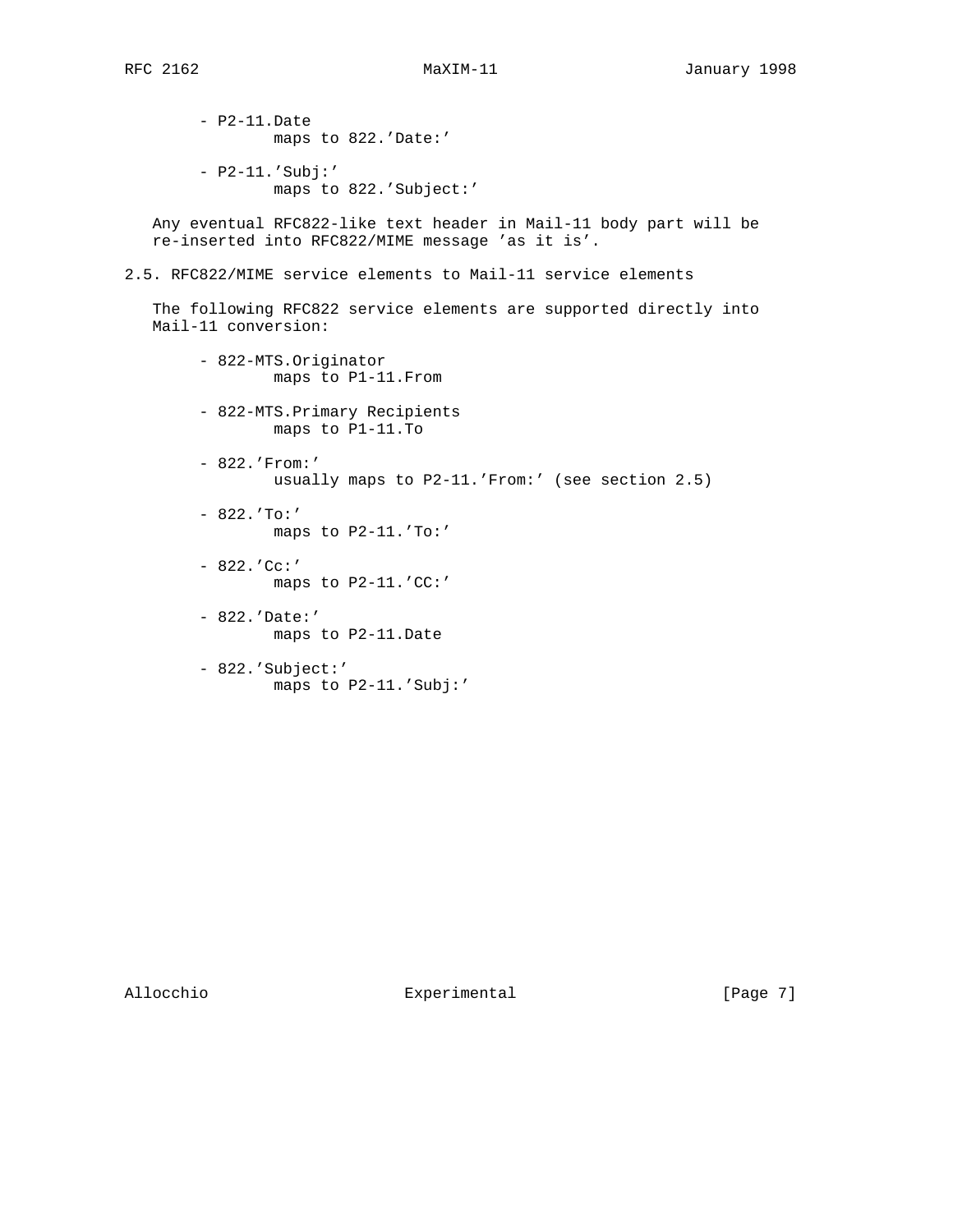- P2-11.Date
  maps to 822.'Date:'

- P2-11.'Subj:'
  maps to 822.'Subject:'

Any eventual RFC822-like text header in Mail-11 body part will be re-inserted into RFC822/MIME message 'as it is'.

## 2.5. RFC822/MIME service elements to Mail-11 service elements

The following RFC822 service elements are supported directly into Mail-11 conversion:

- 822-MTS.Originator
  maps to P1-11.From

- 822-MTS.Primary Recipients
  maps to P1-11.To

- 822.'From:'
  usually maps to P2-11.'From:' (see section 2.5)

- 822.'To:'
  maps to P2-11.'To:'

- 822.'Cc:'
  maps to P2-11.'CC:'

- 822.'Date:'
  maps to P2-11.Date

- 822.'Subject:'
  maps to P2-11.'Subj:'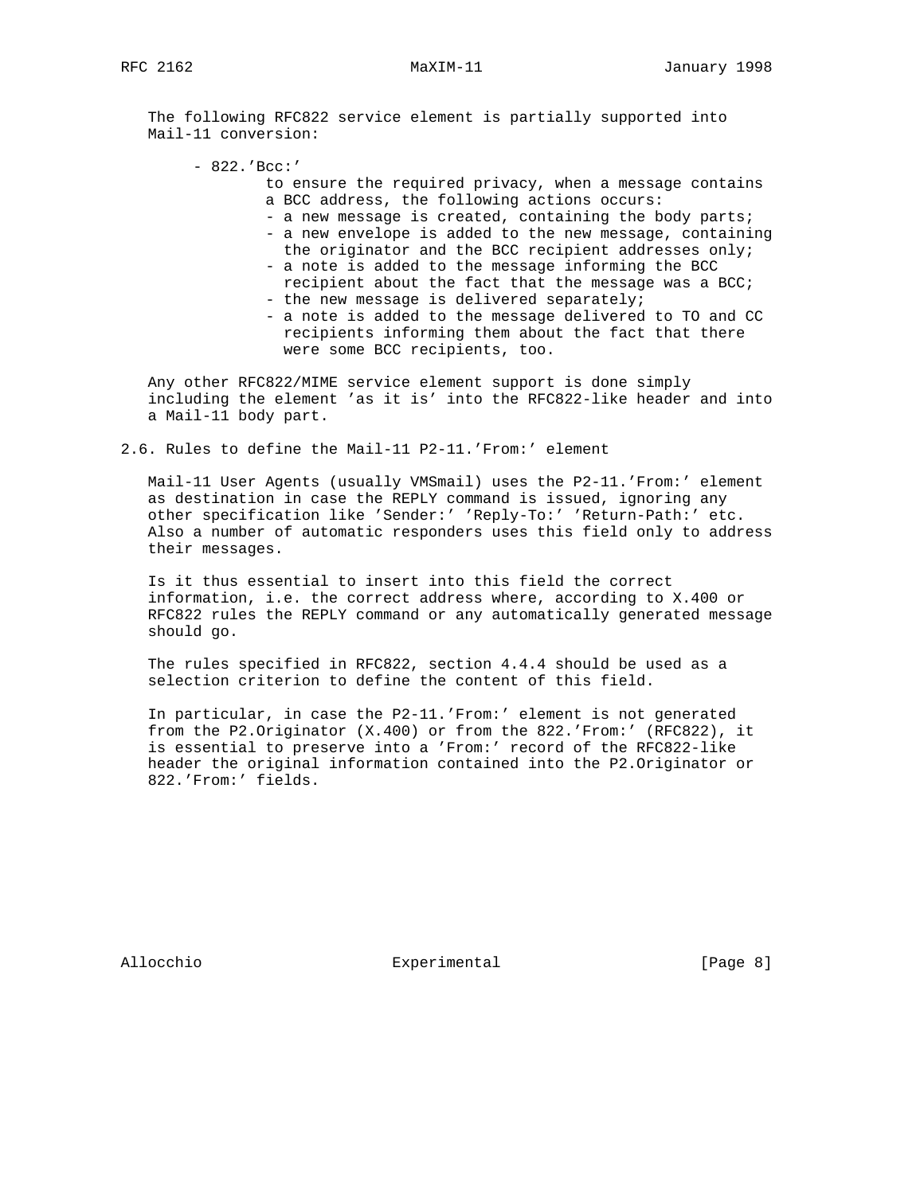The following RFC822 service element is partially supported into Mail-11 conversion:

- 822.'Bcc:'
  to ensure the required privacy, when a message contains a BCC address, the following actions occurs:
  - a new message is created, containing the body parts;
  - a new envelope is added to the new message, containing the originator and the BCC recipient addresses only;
  - a note is added to the message informing the BCC recipient about the fact that the message was a BCC;
  - the new message is delivered separately;
  - a note is added to the message delivered to TO and CC recipients informing them about the fact that there were some BCC recipients, too.

Any other RFC822/MIME service element support is done simply including the element 'as it is' into the RFC822-like header and into a Mail-11 body part.

## 2.6. Rules to define the Mail-11 P2-11.'From:' element

Mail-11 User Agents (usually VMSmail) uses the P2-11.'From:' element as destination in case the REPLY command is issued, ignoring any other specification like 'Sender:' 'Reply-To:' 'Return-Path:' etc. Also a number of automatic responders uses this field only to address their messages.

Is it thus essential to insert into this field the correct information, i.e. the correct address where, according to X.400 or RFC822 rules the REPLY command or any automatically generated message should go.

The rules specified in RFC822, section 4.4.4 should be used as a selection criterion to define the content of this field.

In particular, in case the P2-11.'From:' element is not generated from the P2.Originator (X.400) or from the 822.'From:' (RFC822), it is essential to preserve into a 'From:' record of the RFC822-like header the original information contained into the P2.Originator or 822.'From:' fields.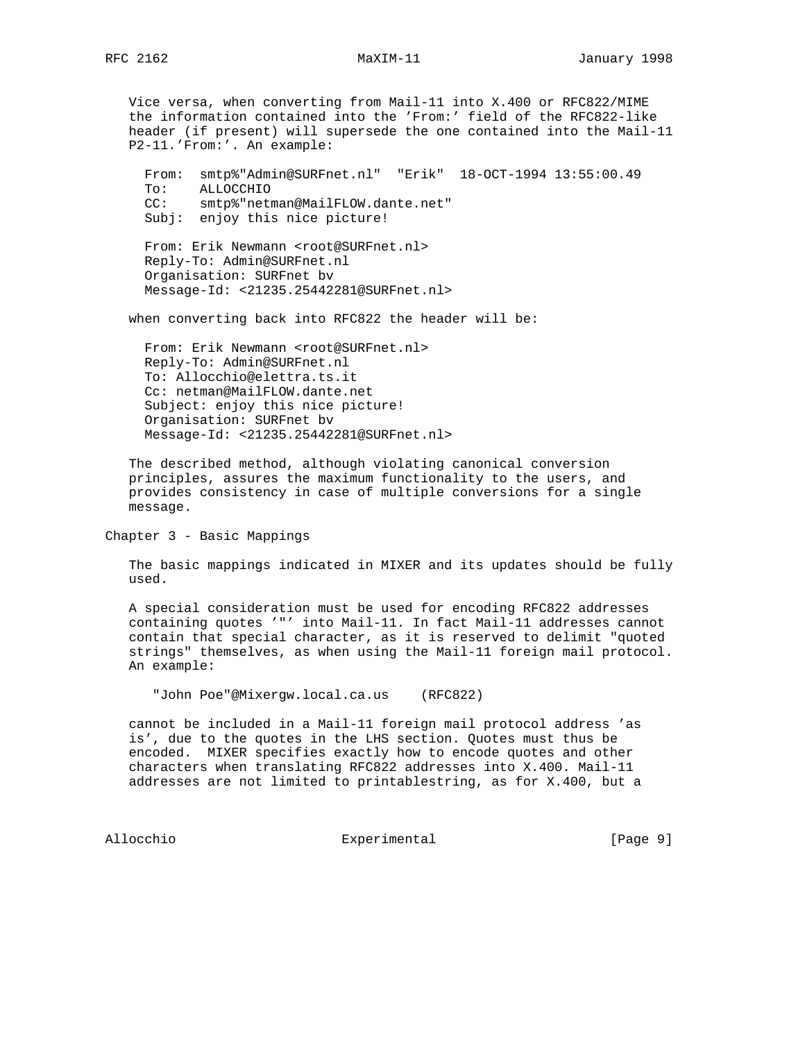Vice versa, when converting from Mail-11 into X.400 or RFC822/MIME the information contained into the 'From:' field of the RFC822-like header (if present) will supersede the one contained into the Mail-11 P2-11.'From:'. An example:

```
From:  smtp%"Admin@SURFnet.nl"  "Erik"  18-OCT-1994 13:55:00.49
To:    ALLOCCHIO
CC:    smtp%"netman@MailFLOW.dante.net"
Subj:  enjoy this nice picture!

From: Erik Newmann <root@SURFnet.nl>
Reply-To: Admin@SURFnet.nl
Organisation: SURFnet bv
Message-Id: <21235.25442281@SURFnet.nl>
```

when converting back into RFC822 the header will be:

```
From: Erik Newmann <root@SURFnet.nl>
Reply-To: Admin@SURFnet.nl
To: Allocchio@elettra.ts.it
Cc: netman@MailFLOW.dante.net
Subject: enjoy this nice picture!
Organisation: SURFnet bv
Message-Id: <21235.25442281@SURFnet.nl>
```

The described method, although violating canonical conversion principles, assures the maximum functionality to the users, and provides consistency in case of multiple conversions for a single message.

# Chapter 3 - Basic Mappings

The basic mappings indicated in MIXER and its updates should be fully used.

A special consideration must be used for encoding RFC822 addresses containing quotes '"' into Mail-11. In fact Mail-11 addresses cannot contain that special character, as it is reserved to delimit "quoted strings" themselves, as when using the Mail-11 foreign mail protocol. An example:

```
"John Poe"@Mixergw.local.ca.us    (RFC822)
```

cannot be included in a Mail-11 foreign mail protocol address 'as is', due to the quotes in the LHS section. Quotes must thus be encoded. MIXER specifies exactly how to encode quotes and other characters when translating RFC822 addresses into X.400. Mail-11 addresses are not limited to printablestring, as for X.400, but a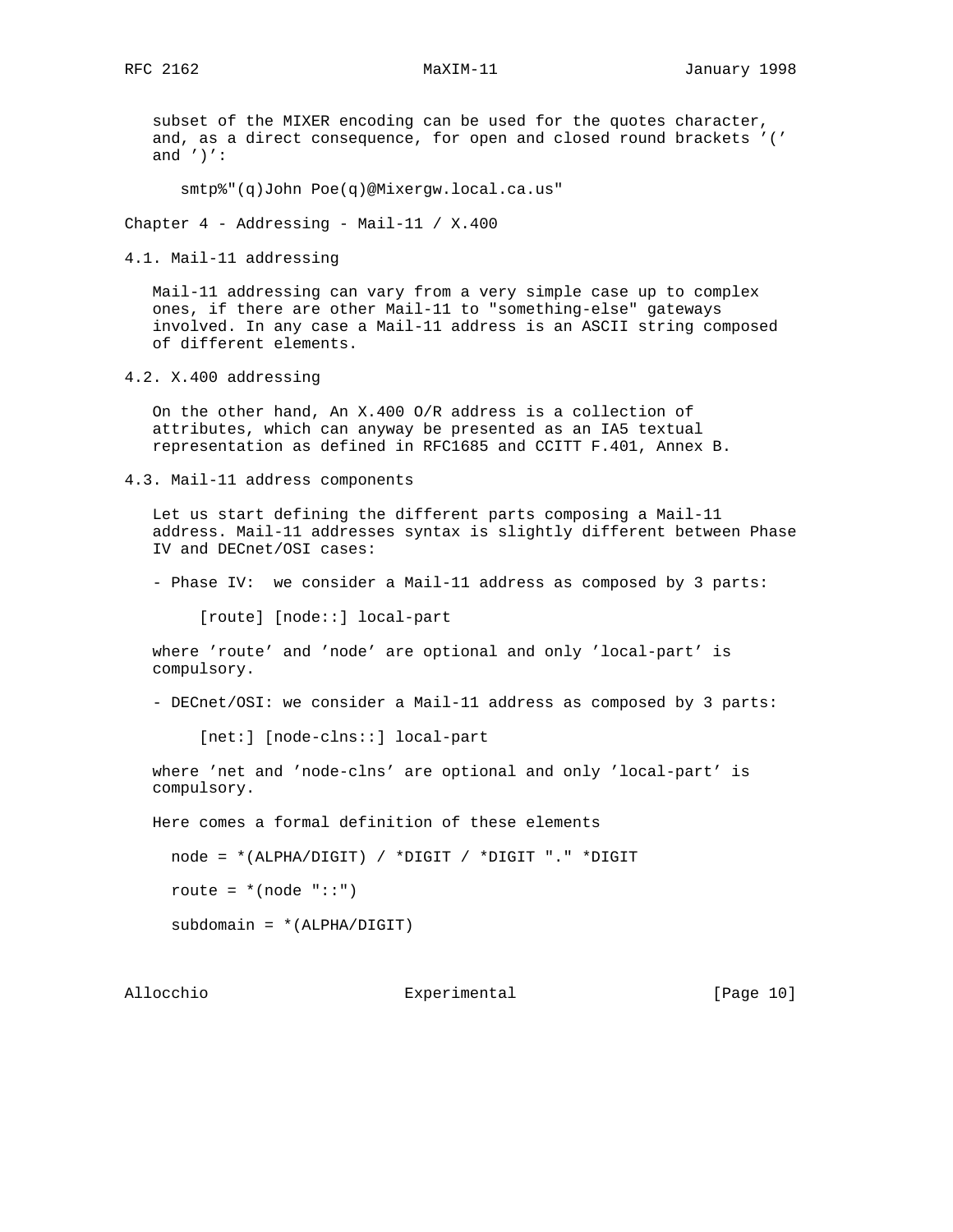subset of the MIXER encoding can be used for the quotes character, and, as a direct consequence, for open and closed round brackets '(' and ')':

```
smtp%"(q)John Poe(q)@Mixergw.local.ca.us"
```

## Chapter 4 - Addressing - Mail-11 / X.400

### 4.1. Mail-11 addressing

Mail-11 addressing can vary from a very simple case up to complex ones, if there are other Mail-11 to "something-else" gateways involved. In any case a Mail-11 address is an ASCII string composed of different elements.

### 4.2. X.400 addressing

On the other hand, An X.400 O/R address is a collection of attributes, which can anyway be presented as an IA5 textual representation as defined in RFC1685 and CCITT F.401, Annex B.

### 4.3. Mail-11 address components

Let us start defining the different parts composing a Mail-11 address. Mail-11 addresses syntax is slightly different between Phase IV and DECnet/OSI cases:

- Phase IV: we consider a Mail-11 address as composed by 3 parts:

```
[route] [node::] local-part
```

where 'route' and 'node' are optional and only 'local-part' is compulsory.

- DECnet/OSI: we consider a Mail-11 address as composed by 3 parts:

```
[net:] [node-clns::] local-part
```

where 'net and 'node-clns' are optional and only 'local-part' is compulsory.

Here comes a formal definition of these elements

```
node = *(ALPHA/DIGIT) / *DIGIT / *DIGIT "." *DIGIT

route = *(node "::")

subdomain = *(ALPHA/DIGIT)
```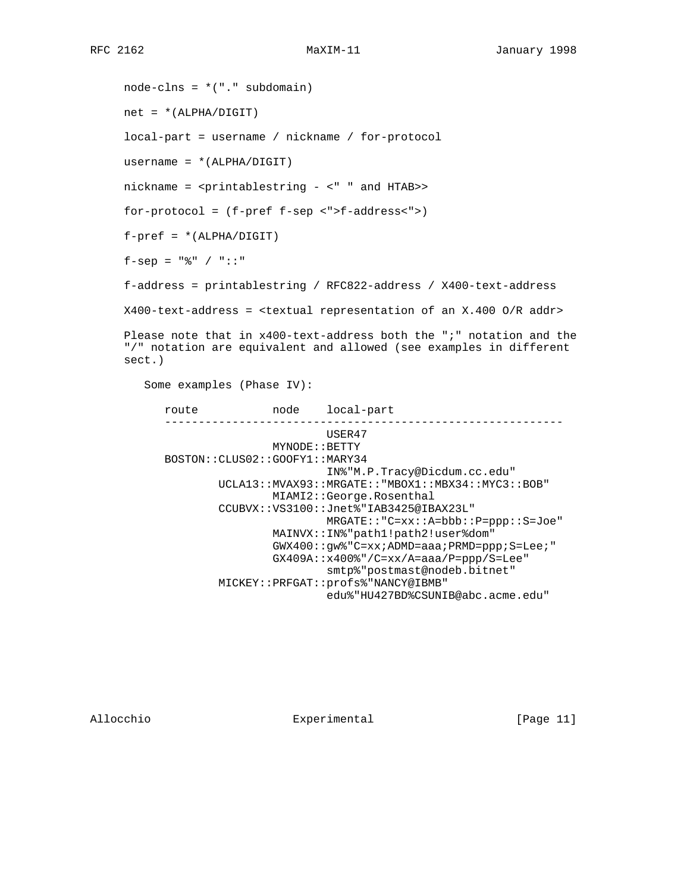```
node-clns = *("." subdomain)

net = *(ALPHA/DIGIT)

local-part = username / nickname / for-protocol

username = *(ALPHA/DIGIT)

nickname = <printablestring - <" " and HTAB>>

for-protocol = (f-pref f-sep <">f-address<">)

f-pref = *(ALPHA/DIGIT)

f-sep = "%" / "::"

f-address = printablestring / RFC822-address / X400-text-address

X400-text-address = <textual representation of an X.400 O/R addr>
```

Please note that in x400-text-address both the ";" notation and the "/" notation are equivalent and allowed (see examples in different sect.)

Some examples (Phase IV):

```
route           node    local-part
-----------------------------------------------------------
                        USER47
                MYNODE::BETTY
BOSTON::CLUS02::GOOFY1::MARY34
                        IN%"M.P.Tracy@Dicdum.cc.edu"
        UCLA13::MVAX93::MRGATE::"MBOX1::MBX34::MYC3::BOB"
                MIAMI2::George.Rosenthal
        CCUBVX::VS3100::Jnet%"IAB3425@IBAX23L"
                        MRGATE::"C=xx::A=bbb::P=ppp::S=Joe"
                MAINVX::IN%"path1!path2!user%dom"
                GWX400::gw%"C=xx;ADMD=aaa;PRMD=ppp;S=Lee;"
                GX409A::x400%"/C=xx/A=aaa/P=ppp/S=Lee"
                        smtp%"postmast@nodeb.bitnet"
        MICKEY::PRFGAT::profs%"NANCY@IBMB"
                        edu%"HU427BD%CSUNIB@abc.acme.edu"
```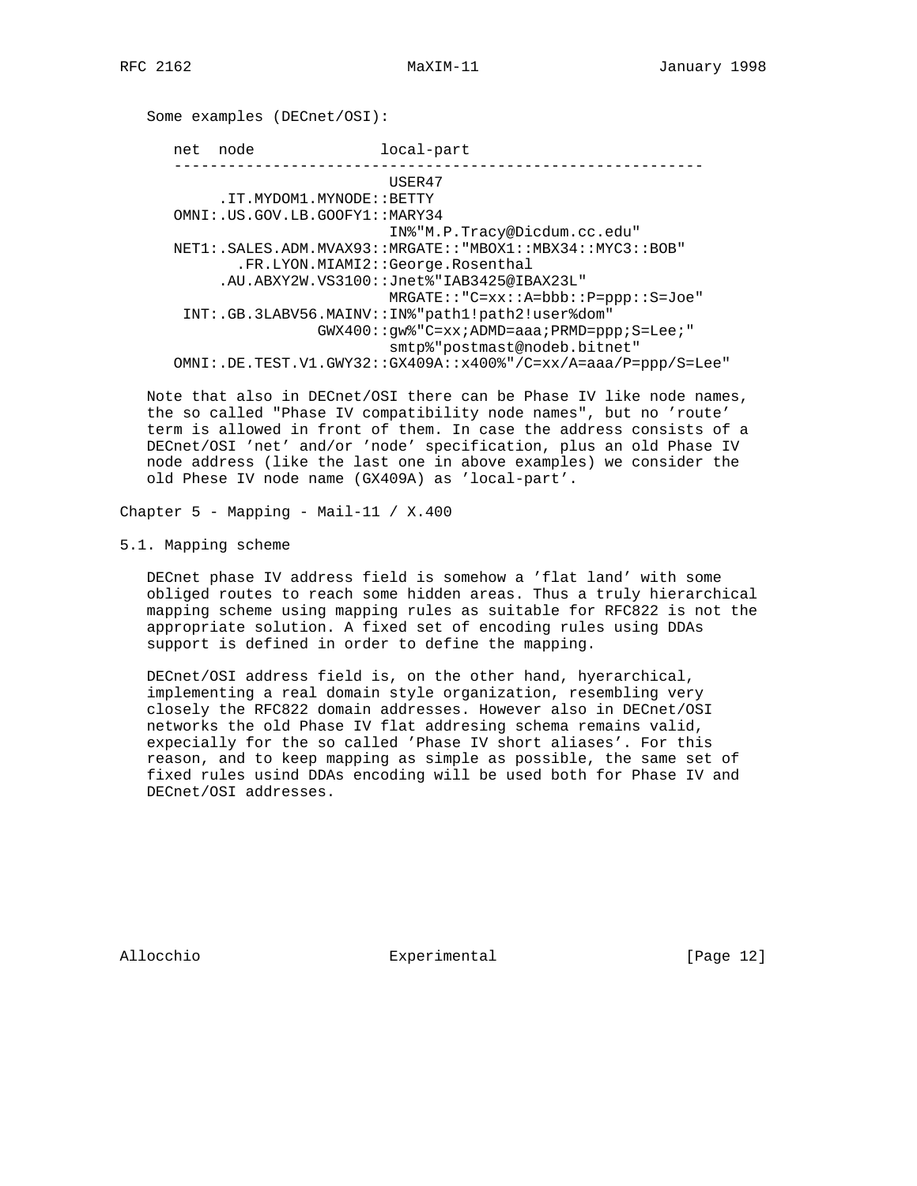Some examples (DECnet/OSI):

```
   net  node              local-part
   ----------------------------------------------------------
                          USER47
        .IT.MYDOM1.MYNODE::BETTY
   OMNI:.US.GOV.LB.GOOFY1::MARY34
                          IN%"M.P.Tracy@Dicdum.cc.edu"
   NET1:.SALES.ADM.MVAX93::MRGATE::"MBOX1::MBX34::MYC3::BOB"
          .FR.LYON.MIAMI2::George.Rosenthal
        .AU.ABXY2W.VS3100::Jnet%"IAB3425@IBAX23L"
                          MRGATE::"C=xx::A=bbb::P=ppp::S=Joe"
    INT:.GB.3LABV56.MAINV::IN%"path1!path2!user%dom"
                   GWX400::gw%"C=xx;ADMD=aaa;PRMD=ppp;S=Lee;"
                          smtp%"postmast@nodeb.bitnet"
   OMNI:.DE.TEST.V1.GWY32::GX409A::x400%"/C=xx/A=aaa/P=ppp/S=Lee"
```

Note that also in DECnet/OSI there can be Phase IV like node names, the so called "Phase IV compatibility node names", but no 'route' term is allowed in front of them. In case the address consists of a DECnet/OSI 'net' and/or 'node' specification, plus an old Phase IV node address (like the last one in above examples) we consider the old Phese IV node name (GX409A) as 'local-part'.

# Chapter 5 - Mapping - Mail-11 / X.400

## 5.1. Mapping scheme

DECnet phase IV address field is somehow a 'flat land' with some obliged routes to reach some hidden areas. Thus a truly hierarchical mapping scheme using mapping rules as suitable for RFC822 is not the appropriate solution. A fixed set of encoding rules using DDAs support is defined in order to define the mapping.

DECnet/OSI address field is, on the other hand, hyerarchical, implementing a real domain style organization, resembling very closely the RFC822 domain addresses. However also in DECnet/OSI networks the old Phase IV flat addresing schema remains valid, expecially for the so called 'Phase IV short aliases'. For this reason, and to keep mapping as simple as possible, the same set of fixed rules usind DDAs encoding will be used both for Phase IV and DECnet/OSI addresses.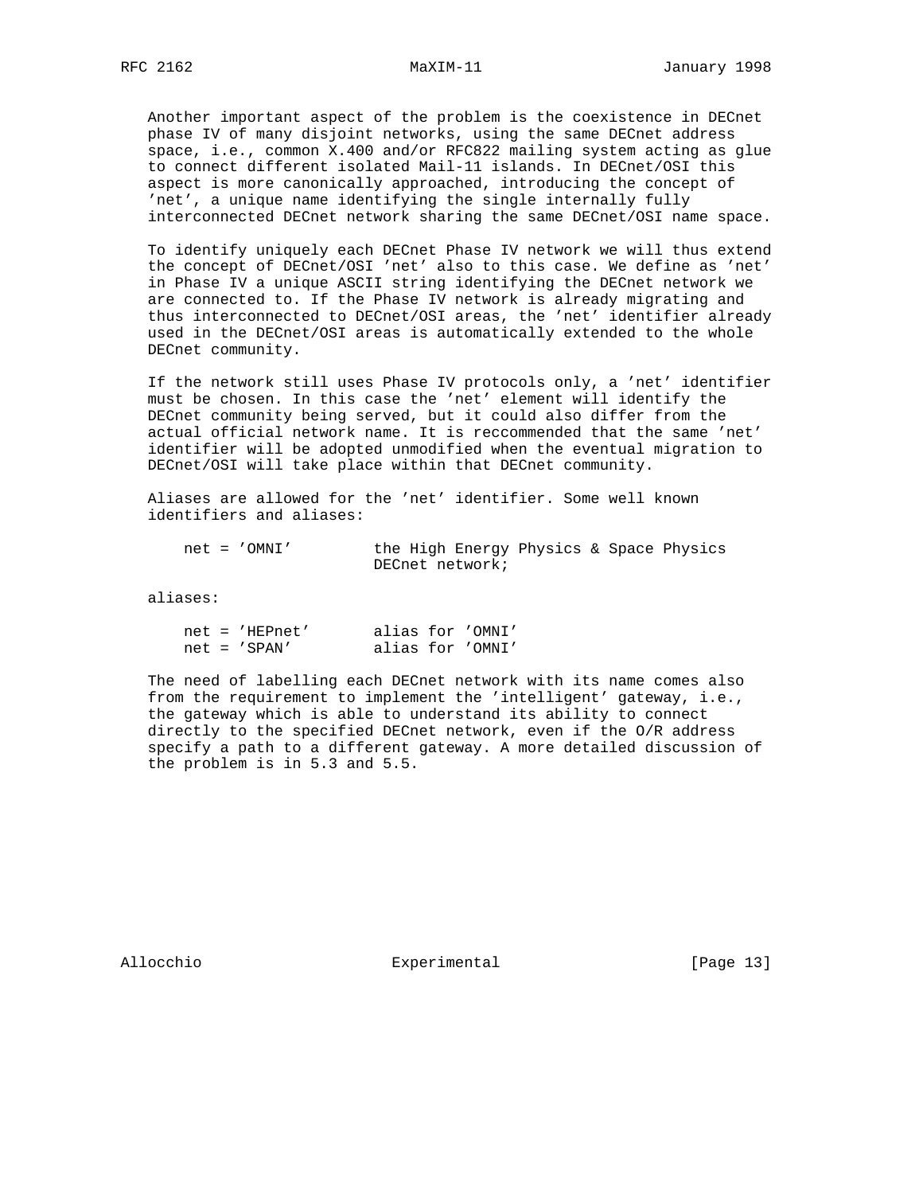Another important aspect of the problem is the coexistence in DECnet phase IV of many disjoint networks, using the same DECnet address space, i.e., common X.400 and/or RFC822 mailing system acting as glue to connect different isolated Mail-11 islands. In DECnet/OSI this aspect is more canonically approached, introducing the concept of 'net', a unique name identifying the single internally fully interconnected DECnet network sharing the same DECnet/OSI name space.

To identify uniquely each DECnet Phase IV network we will thus extend the concept of DECnet/OSI 'net' also to this case. We define as 'net' in Phase IV a unique ASCII string identifying the DECnet network we are connected to. If the Phase IV network is already migrating and thus interconnected to DECnet/OSI areas, the 'net' identifier already used in the DECnet/OSI areas is automatically extended to the whole DECnet community.

If the network still uses Phase IV protocols only, a 'net' identifier must be chosen. In this case the 'net' element will identify the DECnet community being served, but it could also differ from the actual official network name. It is reccommended that the same 'net' identifier will be adopted unmodified when the eventual migration to DECnet/OSI will take place within that DECnet community.

Aliases are allowed for the 'net' identifier. Some well known identifiers and aliases:

```
net = 'OMNI'         the High Energy Physics & Space Physics
                     DECnet network;
```

aliases:

```
net = 'HEPnet'       alias for 'OMNI'
net = 'SPAN'         alias for 'OMNI'
```

The need of labelling each DECnet network with its name comes also from the requirement to implement the 'intelligent' gateway, i.e., the gateway which is able to understand its ability to connect directly to the specified DECnet network, even if the O/R address specify a path to a different gateway. A more detailed discussion of the problem is in 5.3 and 5.5.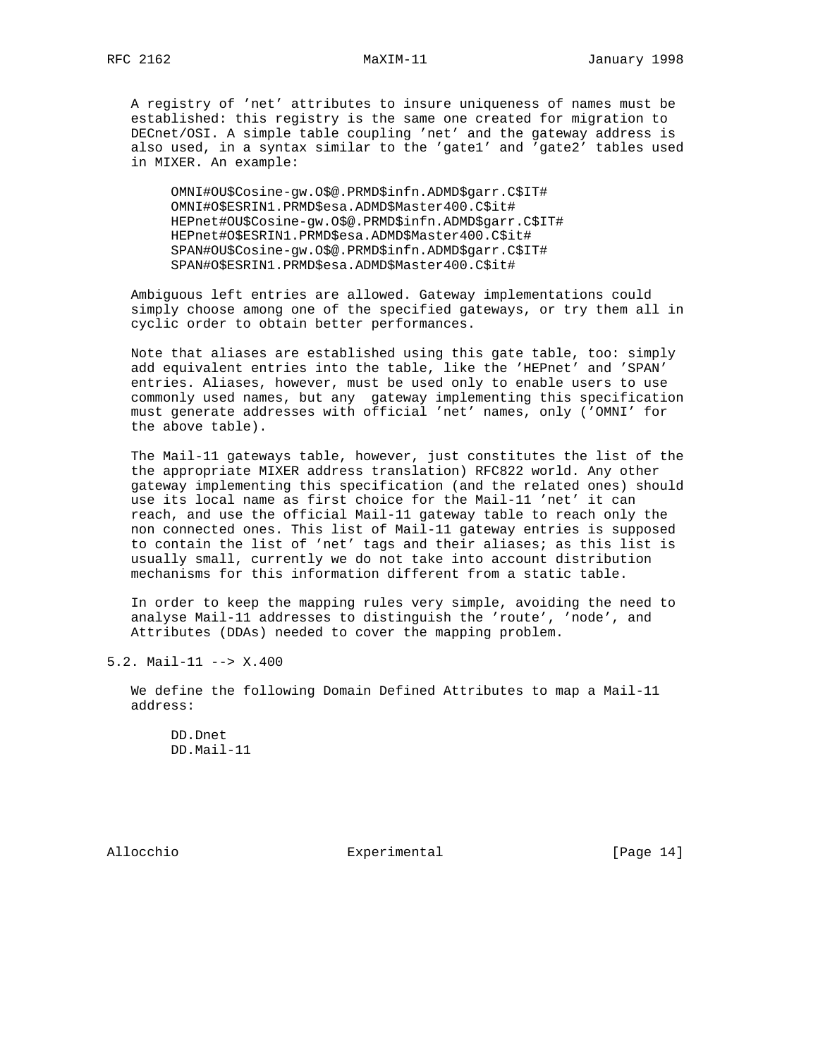A registry of 'net' attributes to insure uniqueness of names must be established: this registry is the same one created for migration to DECnet/OSI. A simple table coupling 'net' and the gateway address is also used, in a syntax similar to the 'gate1' and 'gate2' tables used in MIXER. An example:

```
OMNI#OU$Cosine-gw.O$@.PRMD$infn.ADMD$garr.C$IT#
OMNI#O$ESRIN1.PRMD$esa.ADMD$Master400.C$it#
HEPnet#OU$Cosine-gw.O$@.PRMD$infn.ADMD$garr.C$IT#
HEPnet#O$ESRIN1.PRMD$esa.ADMD$Master400.C$it#
SPAN#OU$Cosine-gw.O$@.PRMD$infn.ADMD$garr.C$IT#
SPAN#O$ESRIN1.PRMD$esa.ADMD$Master400.C$it#
```

Ambiguous left entries are allowed. Gateway implementations could simply choose among one of the specified gateways, or try them all in cyclic order to obtain better performances.

Note that aliases are established using this gate table, too: simply add equivalent entries into the table, like the 'HEPnet' and 'SPAN' entries. Aliases, however, must be used only to enable users to use commonly used names, but any  gateway implementing this specification must generate addresses with official 'net' names, only ('OMNI' for the above table).

The Mail-11 gateways table, however, just constitutes the list of the the appropriate MIXER address translation) RFC822 world. Any other gateway implementing this specification (and the related ones) should use its local name as first choice for the Mail-11 'net' it can reach, and use the official Mail-11 gateway table to reach only the non connected ones. This list of Mail-11 gateway entries is supposed to contain the list of 'net' tags and their aliases; as this list is usually small, currently we do not take into account distribution mechanisms for this information different from a static table.

In order to keep the mapping rules very simple, avoiding the need to analyse Mail-11 addresses to distinguish the 'route', 'node', and Attributes (DDAs) needed to cover the mapping problem.

## 5.2. Mail-11 --> X.400

We define the following Domain Defined Attributes to map a Mail-11 address:

```
DD.Dnet
DD.Mail-11
```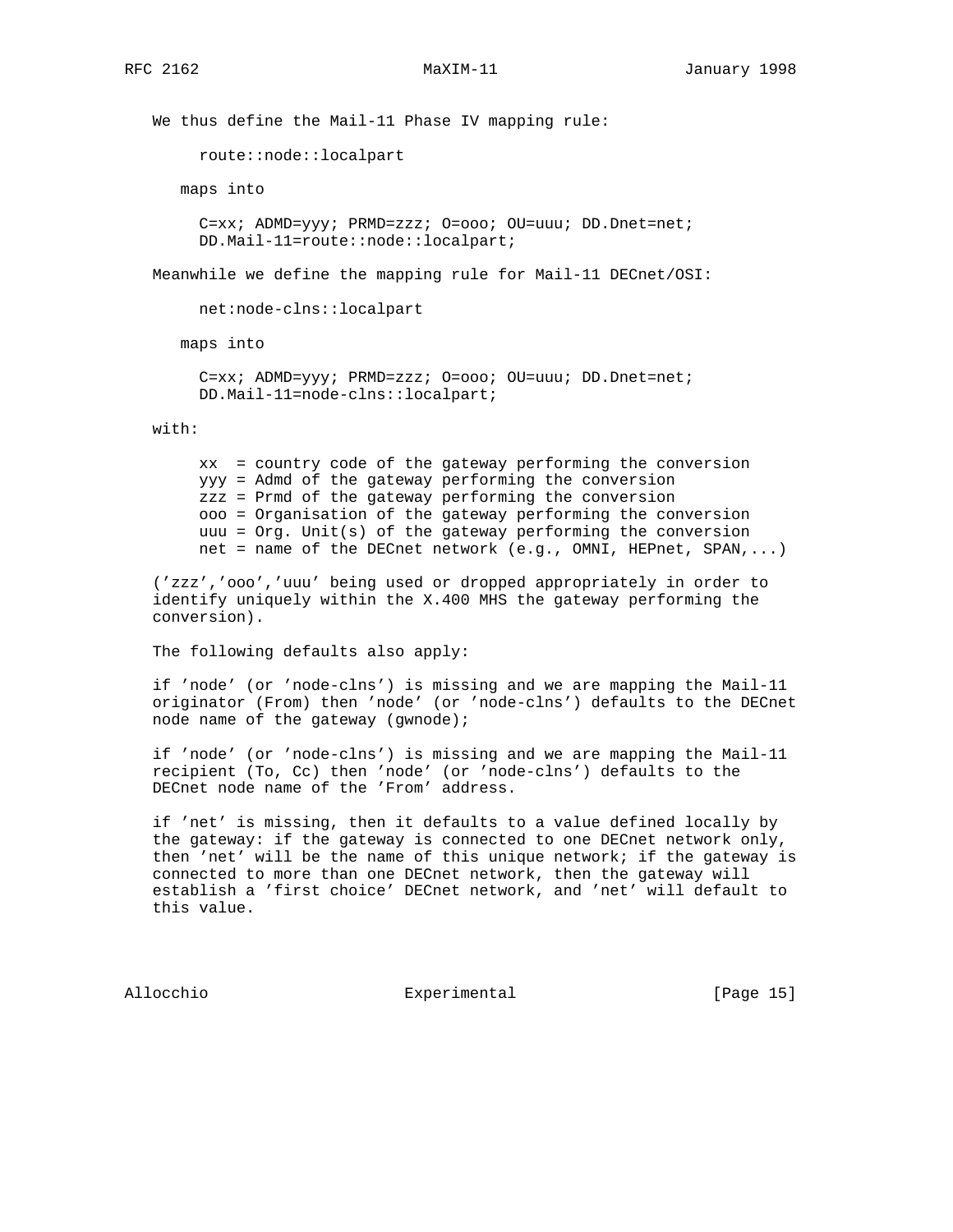We thus define the Mail-11 Phase IV mapping rule:

```
route::node::localpart
```

maps into

```
C=xx; ADMD=yyy; PRMD=zzz; O=ooo; OU=uuu; DD.Dnet=net;
DD.Mail-11=route::node::localpart;
```

Meanwhile we define the mapping rule for Mail-11 DECnet/OSI:

```
net:node-clns::localpart
```

maps into

```
C=xx; ADMD=yyy; PRMD=zzz; O=ooo; OU=uuu; DD.Dnet=net;
DD.Mail-11=node-clns::localpart;
```

with:

```
xx  = country code of the gateway performing the conversion
yyy = Admd of the gateway performing the conversion
zzz = Prmd of the gateway performing the conversion
ooo = Organisation of the gateway performing the conversion
uuu = Org. Unit(s) of the gateway performing the conversion
net = name of the DECnet network (e.g., OMNI, HEPnet, SPAN,...)
```

('zzz','ooo','uuu' being used or dropped appropriately in order to identify uniquely within the X.400 MHS the gateway performing the conversion).

The following defaults also apply:

if 'node' (or 'node-clns') is missing and we are mapping the Mail-11 originator (From) then 'node' (or 'node-clns') defaults to the DECnet node name of the gateway (gwnode);

if 'node' (or 'node-clns') is missing and we are mapping the Mail-11 recipient (To, Cc) then 'node' (or 'node-clns') defaults to the DECnet node name of the 'From' address.

if 'net' is missing, then it defaults to a value defined locally by the gateway: if the gateway is connected to one DECnet network only, then 'net' will be the name of this unique network; if the gateway is connected to more than one DECnet network, then the gateway will establish a 'first choice' DECnet network, and 'net' will default to this value.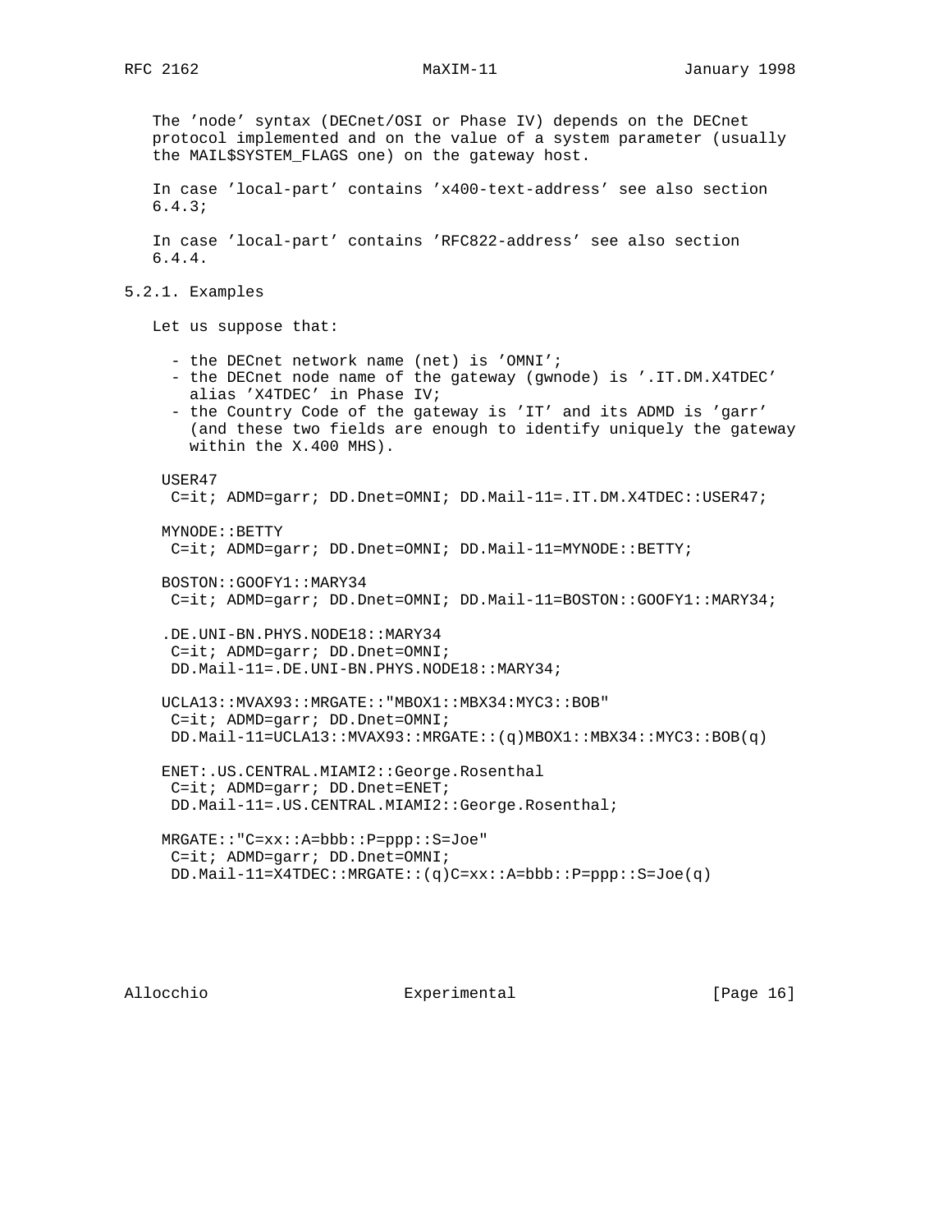The 'node' syntax (DECnet/OSI or Phase IV) depends on the DECnet protocol implemented and on the value of a system parameter (usually the MAIL$SYSTEM_FLAGS one) on the gateway host.

In case 'local-part' contains 'x400-text-address' see also section 6.4.3;

In case 'local-part' contains 'RFC822-address' see also section 6.4.4.

### 5.2.1. Examples

Let us suppose that:

- the DECnet network name (net) is 'OMNI';
- the DECnet node name of the gateway (gwnode) is '.IT.DM.X4TDEC' alias 'X4TDEC' in Phase IV;
- the Country Code of the gateway is 'IT' and its ADMD is 'garr' (and these two fields are enough to identify uniquely the gateway within the X.400 MHS).

```
USER47
 C=it; ADMD=garr; DD.Dnet=OMNI; DD.Mail-11=.IT.DM.X4TDEC::USER47;

MYNODE::BETTY
 C=it; ADMD=garr; DD.Dnet=OMNI; DD.Mail-11=MYNODE::BETTY;

BOSTON::GOOFY1::MARY34
 C=it; ADMD=garr; DD.Dnet=OMNI; DD.Mail-11=BOSTON::GOOFY1::MARY34;

.DE.UNI-BN.PHYS.NODE18::MARY34
 C=it; ADMD=garr; DD.Dnet=OMNI;
 DD.Mail-11=.DE.UNI-BN.PHYS.NODE18::MARY34;

UCLA13::MVAX93::MRGATE::"MBOX1::MBX34:MYC3::BOB"
 C=it; ADMD=garr; DD.Dnet=OMNI;
 DD.Mail-11=UCLA13::MVAX93::MRGATE::(q)MBOX1::MBX34::MYC3::BOB(q)

ENET:.US.CENTRAL.MIAMI2::George.Rosenthal
 C=it; ADMD=garr; DD.Dnet=ENET;
 DD.Mail-11=.US.CENTRAL.MIAMI2::George.Rosenthal;

MRGATE::"C=xx::A=bbb::P=ppp::S=Joe"
 C=it; ADMD=garr; DD.Dnet=OMNI;
 DD.Mail-11=X4TDEC::MRGATE::(q)C=xx::A=bbb::P=ppp::S=Joe(q)
```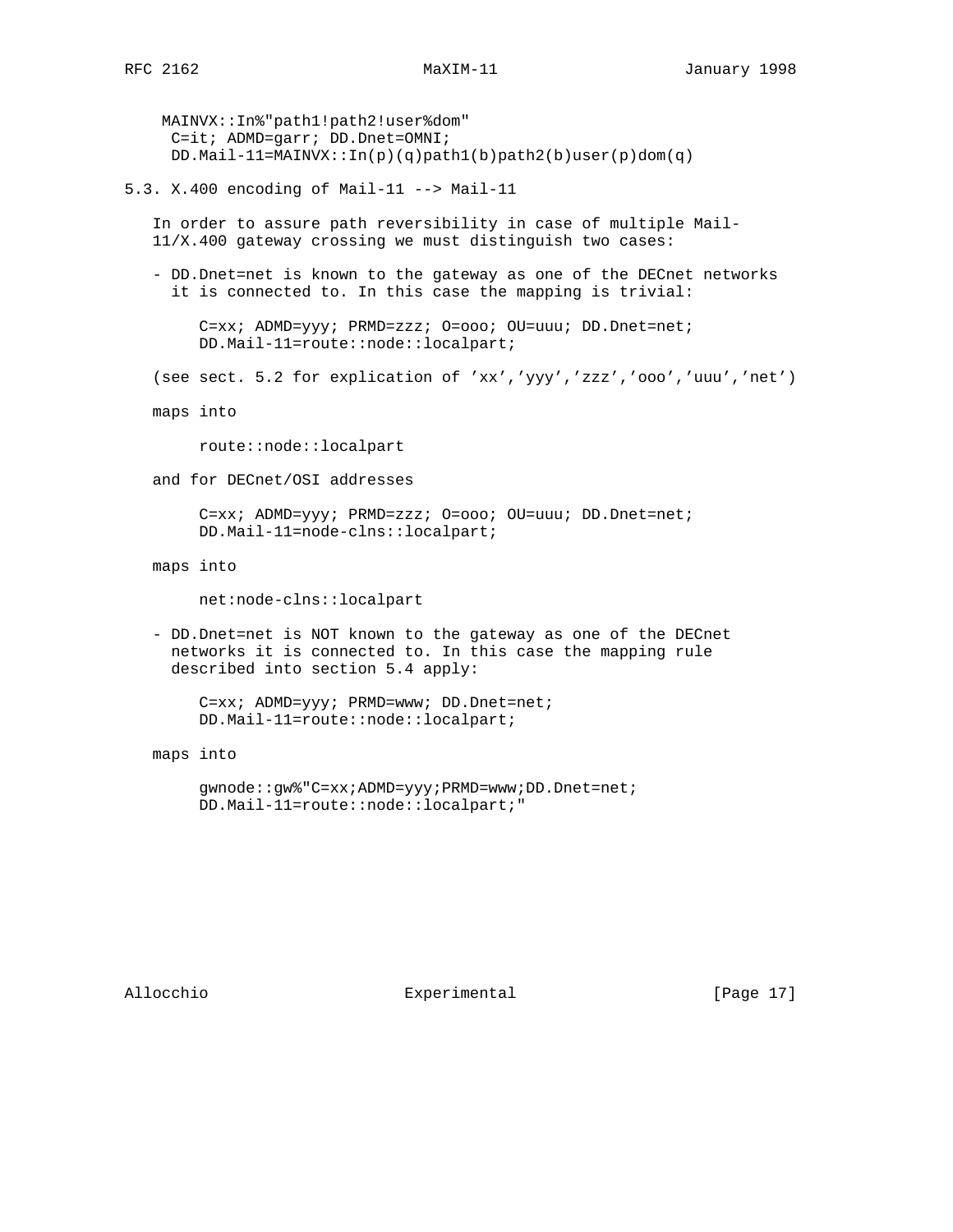```
MAINVX::In%"path1!path2!user%dom"
 C=it; ADMD=garr; DD.Dnet=OMNI;
 DD.Mail-11=MAINVX::In(p)(q)path1(b)path2(b)user(p)dom(q)
```

### 5.3. X.400 encoding of Mail-11 --> Mail-11

In order to assure path reversibility in case of multiple Mail-11/X.400 gateway crossing we must distinguish two cases:

- DD.Dnet=net is known to the gateway as one of the DECnet networks it is connected to. In this case the mapping is trivial:

```
C=xx; ADMD=yyy; PRMD=zzz; O=ooo; OU=uuu; DD.Dnet=net;
DD.Mail-11=route::node::localpart;
```

(see sect. 5.2 for explication of 'xx','yyy','zzz','ooo','uuu','net')

maps into

```
route::node::localpart
```

and for DECnet/OSI addresses

```
C=xx; ADMD=yyy; PRMD=zzz; O=ooo; OU=uuu; DD.Dnet=net;
DD.Mail-11=node-clns::localpart;
```

maps into

```
net:node-clns::localpart
```

- DD.Dnet=net is NOT known to the gateway as one of the DECnet networks it is connected to. In this case the mapping rule described into section 5.4 apply:

```
C=xx; ADMD=yyy; PRMD=www; DD.Dnet=net;
DD.Mail-11=route::node::localpart;
```

maps into

```
gwnode::gw%"C=xx;ADMD=yyy;PRMD=www;DD.Dnet=net;
DD.Mail-11=route::node::localpart;"
```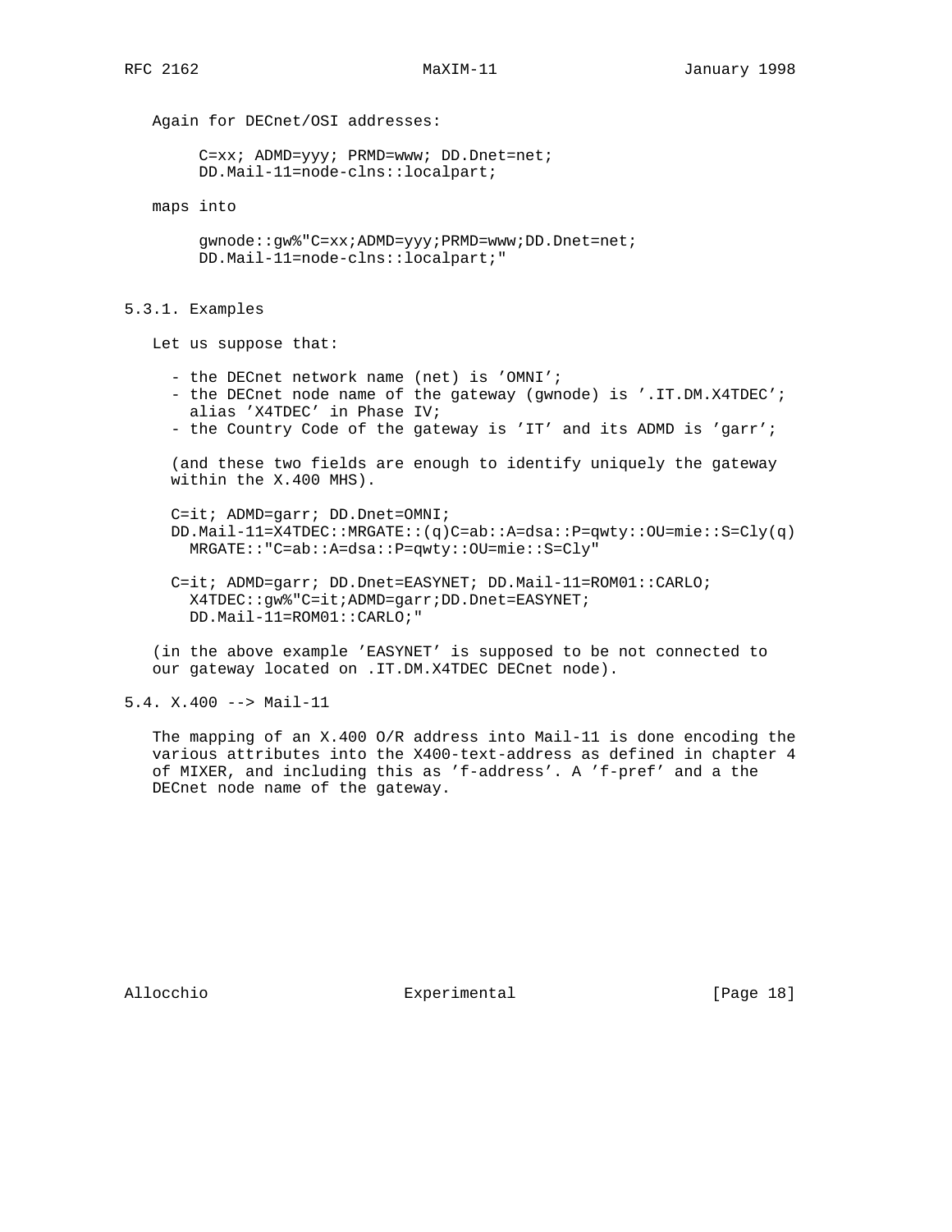Again for DECnet/OSI addresses:

```
C=xx; ADMD=yyy; PRMD=www; DD.Dnet=net;
DD.Mail-11=node-clns::localpart;
```

maps into

```
gwnode::gw%"C=xx;ADMD=yyy;PRMD=www;DD.Dnet=net;
DD.Mail-11=node-clns::localpart;"
```

### 5.3.1. Examples

Let us suppose that:

- the DECnet network name (net) is 'OMNI';
- the DECnet node name of the gateway (gwnode) is '.IT.DM.X4TDEC'; alias 'X4TDEC' in Phase IV;
- the Country Code of the gateway is 'IT' and its ADMD is 'garr';

(and these two fields are enough to identify uniquely the gateway within the X.400 MHS).

```
C=it; ADMD=garr; DD.Dnet=OMNI;
DD.Mail-11=X4TDEC::MRGATE::(q)C=ab::A=dsa::P=qwty::OU=mie::S=Cly(q)
  MRGATE::"C=ab::A=dsa::P=qwty::OU=mie::S=Cly"

C=it; ADMD=garr; DD.Dnet=EASYNET; DD.Mail-11=ROM01::CARLO;
  X4TDEC::gw%"C=it;ADMD=garr;DD.Dnet=EASYNET;
  DD.Mail-11=ROM01::CARLO;"
```

(in the above example 'EASYNET' is supposed to be not connected to our gateway located on .IT.DM.X4TDEC DECnet node).

## 5.4. X.400 --> Mail-11

The mapping of an X.400 O/R address into Mail-11 is done encoding the various attributes into the X400-text-address as defined in chapter 4 of MIXER, and including this as 'f-address'. A 'f-pref' and a the DECnet node name of the gateway.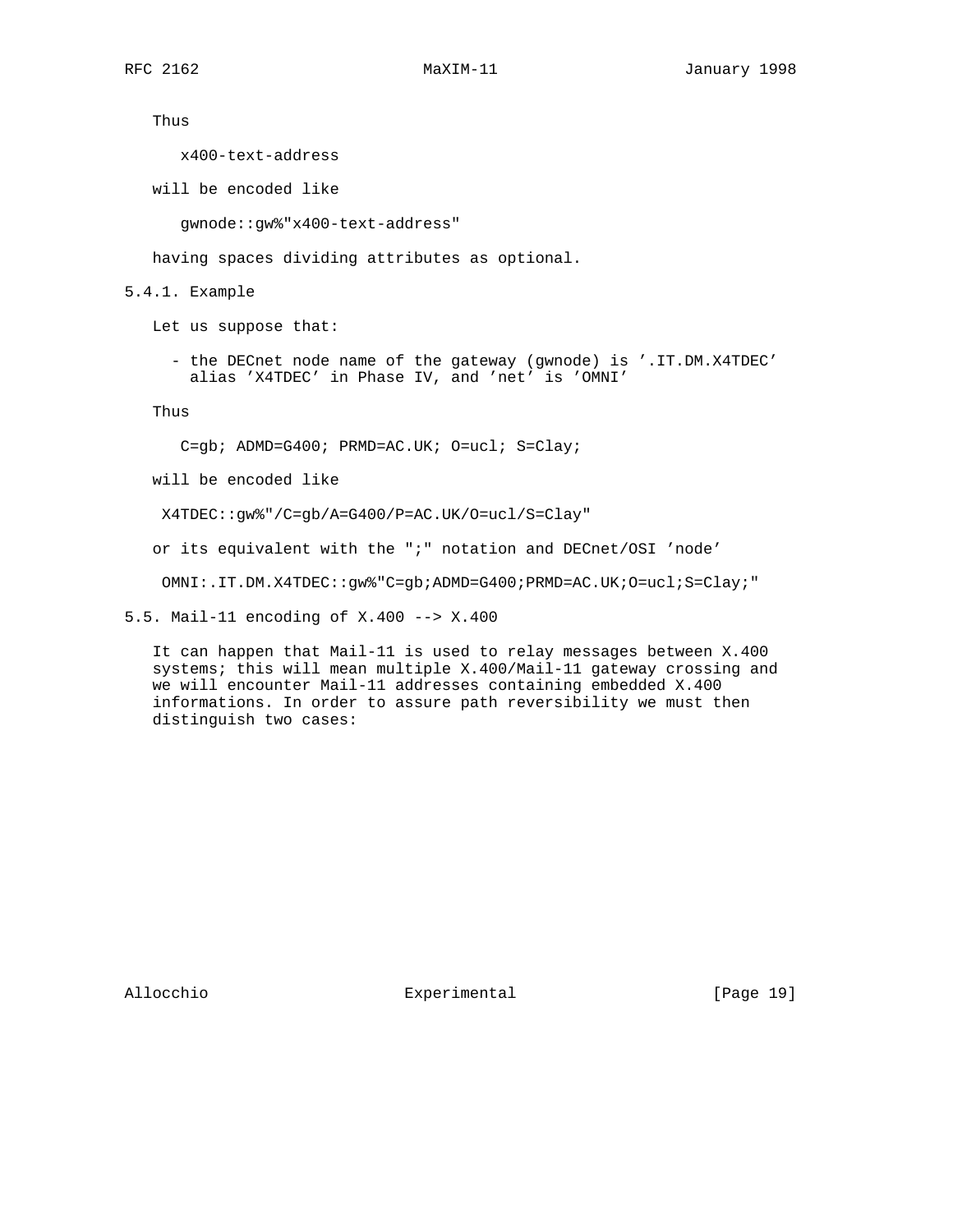Thus

```
x400-text-address
```

will be encoded like

```
gwnode::gw%"x400-text-address"
```

having spaces dividing attributes as optional.

### 5.4.1. Example

Let us suppose that:

- the DECnet node name of the gateway (gwnode) is '.IT.DM.X4TDEC' alias 'X4TDEC' in Phase IV, and 'net' is 'OMNI'

Thus

```
C=gb; ADMD=G400; PRMD=AC.UK; O=ucl; S=Clay;
```

will be encoded like

```
X4TDEC::gw%"/C=gb/A=G400/P=AC.UK/O=ucl/S=Clay"
```

or its equivalent with the ";" notation and DECnet/OSI 'node'

```
OMNI:.IT.DM.X4TDEC::gw%"C=gb;ADMD=G400;PRMD=AC.UK;O=ucl;S=Clay;"
```

## 5.5. Mail-11 encoding of X.400 --> X.400

It can happen that Mail-11 is used to relay messages between X.400 systems; this will mean multiple X.400/Mail-11 gateway crossing and we will encounter Mail-11 addresses containing embedded X.400 informations. In order to assure path reversibility we must then distinguish two cases: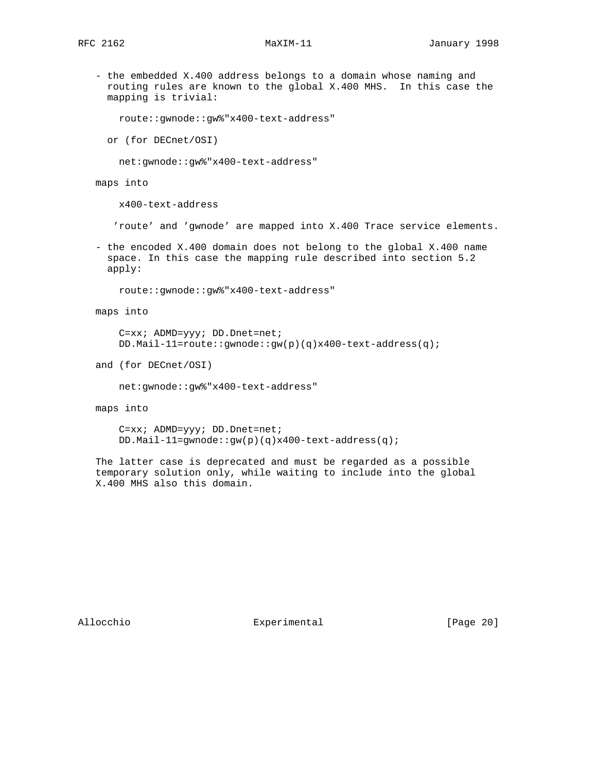- the embedded X.400 address belongs to a domain whose naming and routing rules are known to the global X.400 MHS. In this case the mapping is trivial:

```
route::gwnode::gw%"x400-text-address"
```

  or (for DECnet/OSI)

```
net:gwnode::gw%"x400-text-address"
```

maps into

```
x400-text-address
```

'route' and 'gwnode' are mapped into X.400 Trace service elements.

- the encoded X.400 domain does not belong to the global X.400 name space. In this case the mapping rule described into section 5.2 apply:

```
route::gwnode::gw%"x400-text-address"
```

maps into

```
C=xx; ADMD=yyy; DD.Dnet=net;
DD.Mail-11=route::gwnode::gw(p)(q)x400-text-address(q);
```

and (for DECnet/OSI)

```
net:gwnode::gw%"x400-text-address"
```

maps into

```
C=xx; ADMD=yyy; DD.Dnet=net;
DD.Mail-11=gwnode::gw(p)(q)x400-text-address(q);
```

The latter case is deprecated and must be regarded as a possible temporary solution only, while waiting to include into the global X.400 MHS also this domain.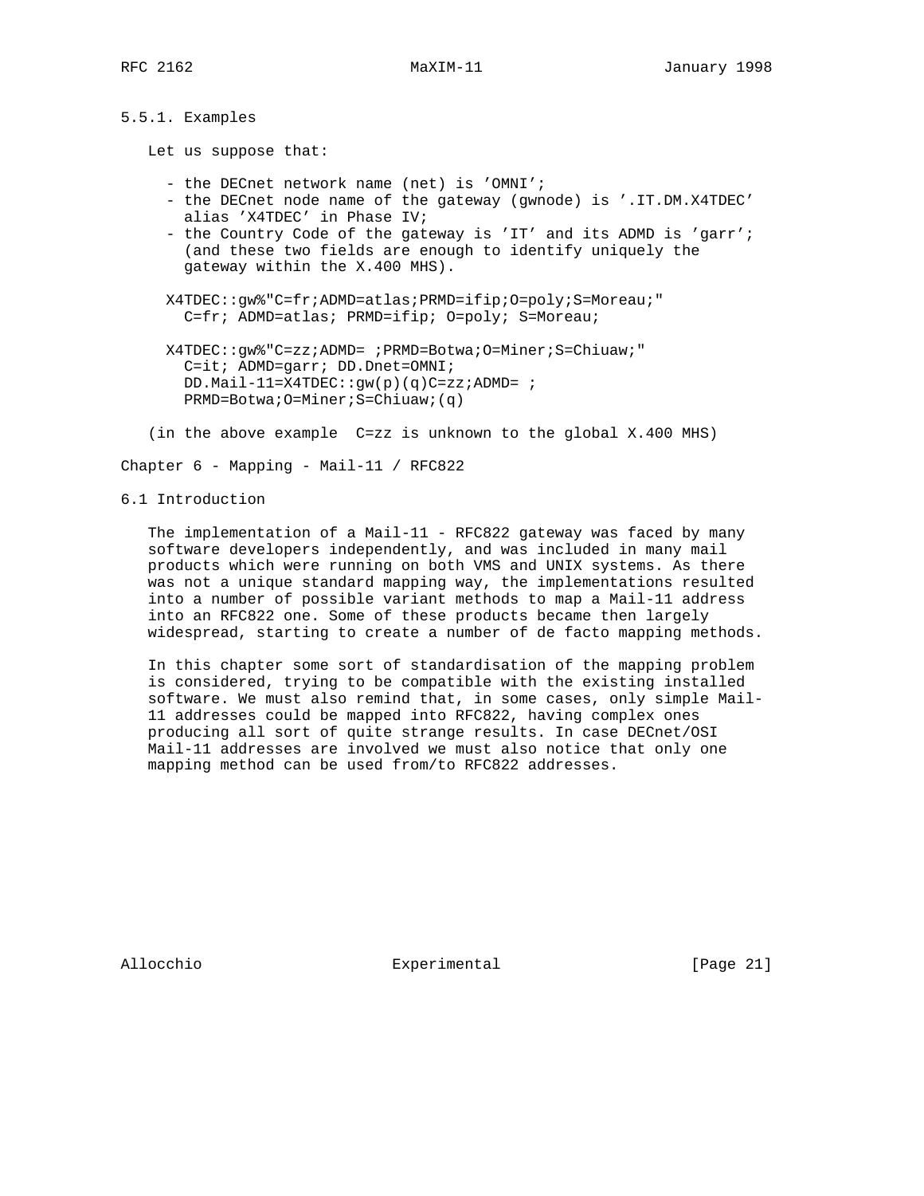### 5.5.1. Examples

Let us suppose that:

- the DECnet network name (net) is 'OMNI';
- the DECnet node name of the gateway (gwnode) is '.IT.DM.X4TDEC' alias 'X4TDEC' in Phase IV;
- the Country Code of the gateway is 'IT' and its ADMD is 'garr'; (and these two fields are enough to identify uniquely the gateway within the X.400 MHS).

```
X4TDEC::gw%"C=fr;ADMD=atlas;PRMD=ifip;O=poly;S=Moreau;"
  C=fr; ADMD=atlas; PRMD=ifip; O=poly; S=Moreau;

X4TDEC::gw%"C=zz;ADMD= ;PRMD=Botwa;O=Miner;S=Chiuaw;"
  C=it; ADMD=garr; DD.Dnet=OMNI;
  DD.Mail-11=X4TDEC::gw(p)(q)C=zz;ADMD= ;
  PRMD=Botwa;O=Miner;S=Chiuaw;(q)
```

(in the above example C=zz is unknown to the global X.400 MHS)

## Chapter 6 - Mapping - Mail-11 / RFC822

### 6.1 Introduction

The implementation of a Mail-11 - RFC822 gateway was faced by many software developers independently, and was included in many mail products which were running on both VMS and UNIX systems. As there was not a unique standard mapping way, the implementations resulted into a number of possible variant methods to map a Mail-11 address into an RFC822 one. Some of these products became then largely widespread, starting to create a number of de facto mapping methods.

In this chapter some sort of standardisation of the mapping problem is considered, trying to be compatible with the existing installed software. We must also remind that, in some cases, only simple Mail-11 addresses could be mapped into RFC822, having complex ones producing all sort of quite strange results. In case DECnet/OSI Mail-11 addresses are involved we must also notice that only one mapping method can be used from/to RFC822 addresses.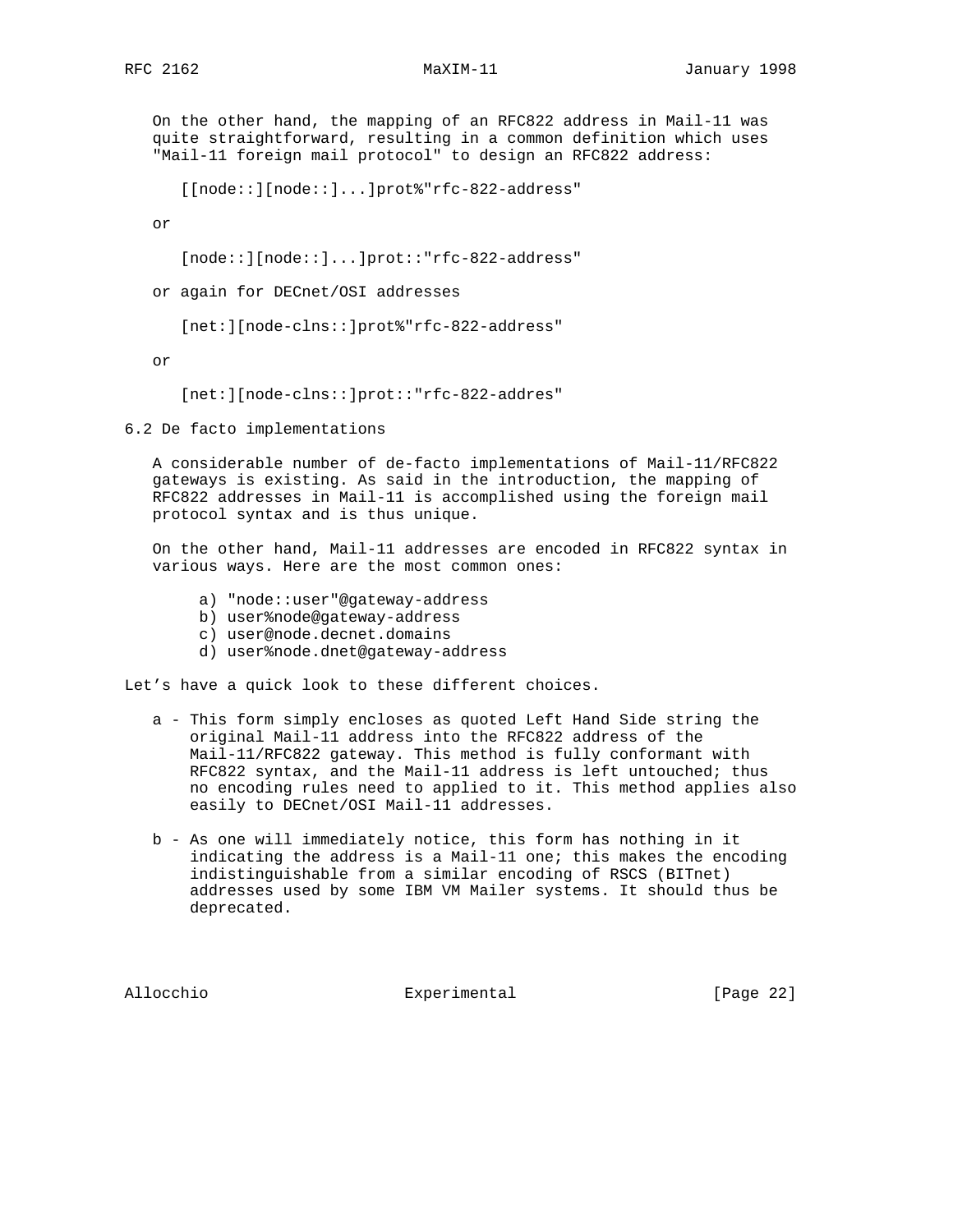On the other hand, the mapping of an RFC822 address in Mail-11 was quite straightforward, resulting in a common definition which uses "Mail-11 foreign mail protocol" to design an RFC822 address:

```
[[node::][node::]...]prot%"rfc-822-address"
```

or

```
[node::][node::]...]prot::"rfc-822-address"
```

or again for DECnet/OSI addresses

```
[net:][node-clns::]prot%"rfc-822-address"
```

or

```
[net:][node-clns::]prot::"rfc-822-addres"
```

## 6.2 De facto implementations

A considerable number of de-facto implementations of Mail-11/RFC822 gateways is existing. As said in the introduction, the mapping of RFC822 addresses in Mail-11 is accomplished using the foreign mail protocol syntax and is thus unique.

On the other hand, Mail-11 addresses are encoded in RFC822 syntax in various ways. Here are the most common ones:

```
a) "node::user"@gateway-address
b) user%node@gateway-address
c) user@node.decnet.domains
d) user%node.dnet@gateway-address
```

Let’s have a quick look to these different choices.

a - This form simply encloses as quoted Left Hand Side string the original Mail-11 address into the RFC822 address of the Mail-11/RFC822 gateway. This method is fully conformant with RFC822 syntax, and the Mail-11 address is left untouched; thus no encoding rules need to applied to it. This method applies also easily to DECnet/OSI Mail-11 addresses.

b - As one will immediately notice, this form has nothing in it indicating the address is a Mail-11 one; this makes the encoding indistinguishable from a similar encoding of RSCS (BITnet) addresses used by some IBM VM Mailer systems. It should thus be deprecated.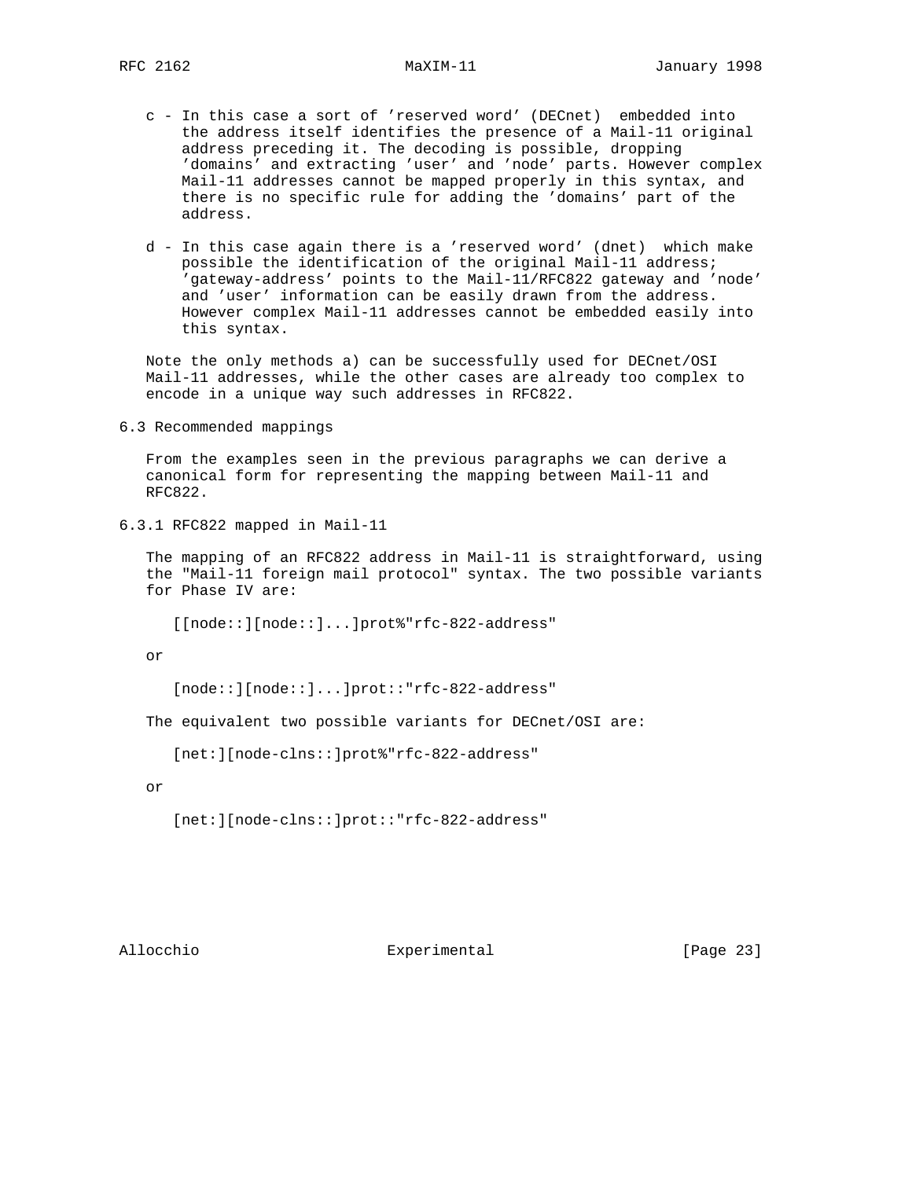c - In this case a sort of 'reserved word' (DECnet) embedded into the address itself identifies the presence of a Mail-11 original address preceding it. The decoding is possible, dropping 'domains' and extracting 'user' and 'node' parts. However complex Mail-11 addresses cannot be mapped properly in this syntax, and there is no specific rule for adding the 'domains' part of the address.

d - In this case again there is a 'reserved word' (dnet) which make possible the identification of the original Mail-11 address; 'gateway-address' points to the Mail-11/RFC822 gateway and 'node' and 'user' information can be easily drawn from the address. However complex Mail-11 addresses cannot be embedded easily into this syntax.

Note the only methods a) can be successfully used for DECnet/OSI Mail-11 addresses, while the other cases are already too complex to encode in a unique way such addresses in RFC822.

### 6.3 Recommended mappings

From the examples seen in the previous paragraphs we can derive a canonical form for representing the mapping between Mail-11 and RFC822.

#### 6.3.1 RFC822 mapped in Mail-11

The mapping of an RFC822 address in Mail-11 is straightforward, using the "Mail-11 foreign mail protocol" syntax. The two possible variants for Phase IV are:

```
[[node::][node::]...]prot%"rfc-822-address"
```

or

```
[node::][node::]...]prot::"rfc-822-address"
```

The equivalent two possible variants for DECnet/OSI are:

```
[net:][node-clns::]prot%"rfc-822-address"
```

or

```
[net:][node-clns::]prot::"rfc-822-address"
```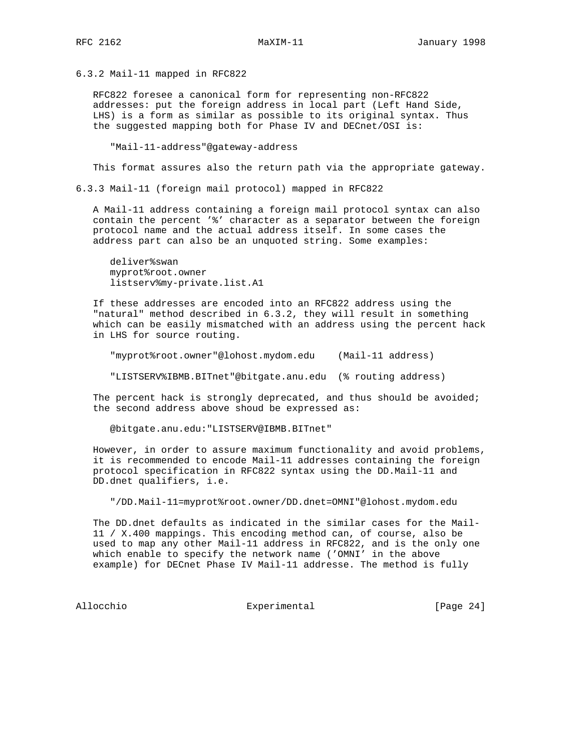### 6.3.2 Mail-11 mapped in RFC822

RFC822 foresee a canonical form for representing non-RFC822 addresses: put the foreign address in local part (Left Hand Side, LHS) is a form as similar as possible to its original syntax. Thus the suggested mapping both for Phase IV and DECnet/OSI is:

```
"Mail-11-address"@gateway-address
```

This format assures also the return path via the appropriate gateway.

### 6.3.3 Mail-11 (foreign mail protocol) mapped in RFC822

A Mail-11 address containing a foreign mail protocol syntax can also contain the percent '%' character as a separator between the foreign protocol name and the actual address itself. In some cases the address part can also be an unquoted string. Some examples:

```
deliver%swan
myprot%root.owner
listserv%my-private.list.A1
```

If these addresses are encoded into an RFC822 address using the "natural" method described in 6.3.2, they will result in something which can be easily mismatched with an address using the percent hack in LHS for source routing.

```
"myprot%root.owner"@lohost.mydom.edu    (Mail-11 address)

"LISTSERV%IBMB.BITnet"@bitgate.anu.edu  (% routing address)
```

The percent hack is strongly deprecated, and thus should be avoided; the second address above shoud be expressed as:

```
@bitgate.anu.edu:"LISTSERV@IBMB.BITnet"
```

However, in order to assure maximum functionality and avoid problems, it is recommended to encode Mail-11 addresses containing the foreign protocol specification in RFC822 syntax using the DD.Mail-11 and DD.dnet qualifiers, i.e.

```
"/DD.Mail-11=myprot%root.owner/DD.dnet=OMNI"@lohost.mydom.edu
```

The DD.dnet defaults as indicated in the similar cases for the Mail-11 / X.400 mappings. This encoding method can, of course, also be used to map any other Mail-11 address in RFC822, and is the only one which enable to specify the network name ('OMNI' in the above example) for DECnet Phase IV Mail-11 addresse. The method is fully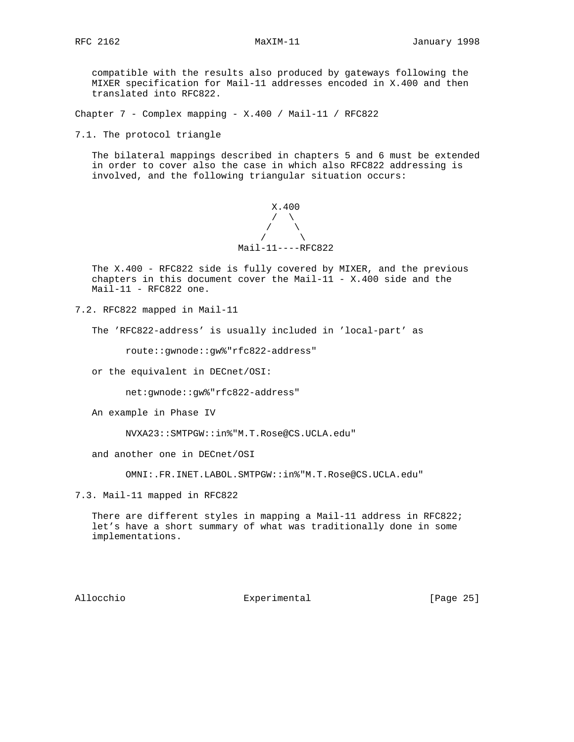compatible with the results also produced by gateways following the MIXER specification for Mail-11 addresses encoded in X.400 and then translated into RFC822.

## Chapter 7 - Complex mapping - X.400 / Mail-11 / RFC822

### 7.1. The protocol triangle

The bilateral mappings described in chapters 5 and 6 must be extended in order to cover also the case in which also RFC822 addressing is involved, and the following triangular situation occurs:

```
          X.400
          /  \
         /    \
        /      \
   Mail-11----RFC822
```

The X.400 - RFC822 side is fully covered by MIXER, and the previous chapters in this document cover the Mail-11 - X.400 side and the Mail-11 - RFC822 one.

### 7.2. RFC822 mapped in Mail-11

The 'RFC822-address' is usually included in 'local-part' as

```
route::gwnode::gw%"rfc822-address"
```

or the equivalent in DECnet/OSI:

```
net:gwnode::gw%"rfc822-address"
```

An example in Phase IV

```
NVXA23::SMTPGW::in%"M.T.Rose@CS.UCLA.edu"
```

and another one in DECnet/OSI

```
OMNI:.FR.INET.LABOL.SMTPGW::in%"M.T.Rose@CS.UCLA.edu"
```

### 7.3. Mail-11 mapped in RFC822

There are different styles in mapping a Mail-11 address in RFC822; let's have a short summary of what was traditionally done in some implementations.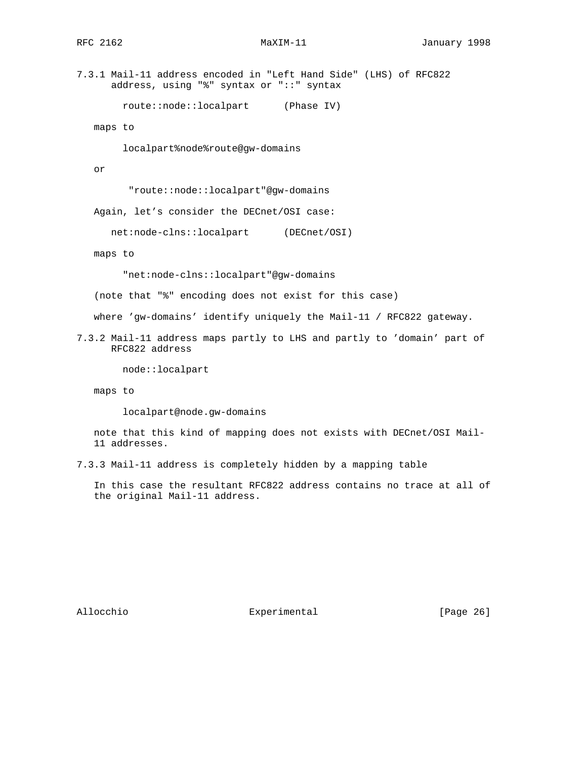#### 7.3.1 Mail-11 address encoded in "Left Hand Side" (LHS) of RFC822 address, using "%" syntax or "::" syntax

```
route::node::localpart      (Phase IV)
```

maps to

```
localpart%node%route@gw-domains
```

or

```
"route::node::localpart"@gw-domains
```

Again, let's consider the DECnet/OSI case:

```
net:node-clns::localpart      (DECnet/OSI)
```

maps to

```
"net:node-clns::localpart"@gw-domains
```

(note that "%" encoding does not exist for this case)

where 'gw-domains' identify uniquely the Mail-11 / RFC822 gateway.

#### 7.3.2 Mail-11 address maps partly to LHS and partly to 'domain' part of RFC822 address

```
node::localpart
```

maps to

```
localpart@node.gw-domains
```

note that this kind of mapping does not exists with DECnet/OSI Mail-11 addresses.

#### 7.3.3 Mail-11 address is completely hidden by a mapping table

In this case the resultant RFC822 address contains no trace at all of the original Mail-11 address.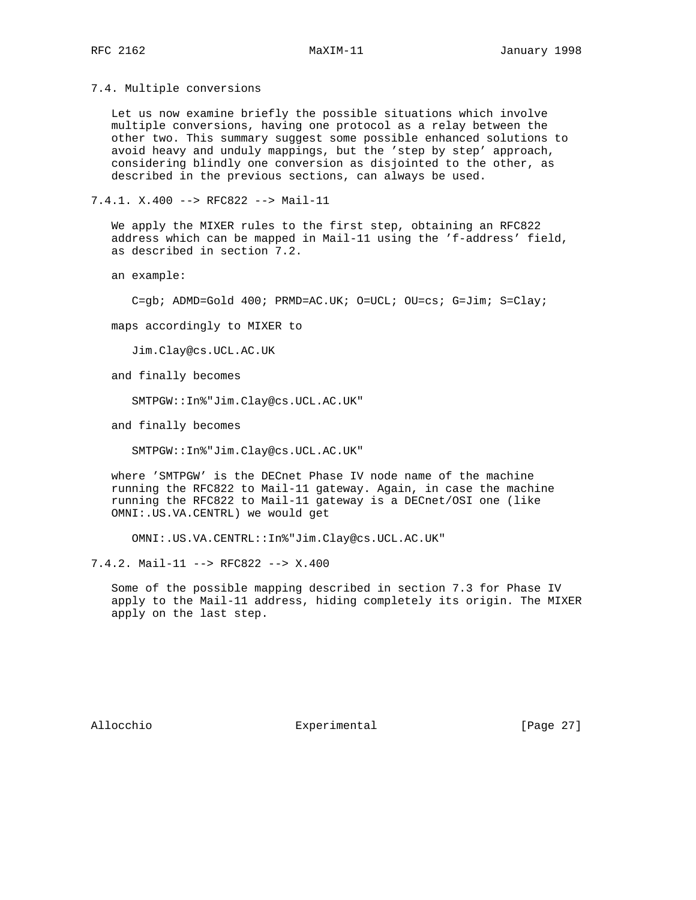### 7.4. Multiple conversions

Let us now examine briefly the possible situations which involve multiple conversions, having one protocol as a relay between the other two. This summary suggest some possible enhanced solutions to avoid heavy and unduly mappings, but the 'step by step' approach, considering blindly one conversion as disjointed to the other, as described in the previous sections, can always be used.

#### 7.4.1. X.400 --> RFC822 --> Mail-11

We apply the MIXER rules to the first step, obtaining an RFC822 address which can be mapped in Mail-11 using the 'f-address' field, as described in section 7.2.

an example:

```
C=gb; ADMD=Gold 400; PRMD=AC.UK; O=UCL; OU=cs; G=Jim; S=Clay;
```

maps accordingly to MIXER to

```
Jim.Clay@cs.UCL.AC.UK
```

and finally becomes

```
SMTPGW::In%"Jim.Clay@cs.UCL.AC.UK"
```

and finally becomes

```
SMTPGW::In%"Jim.Clay@cs.UCL.AC.UK"
```

where 'SMTPGW' is the DECnet Phase IV node name of the machine running the RFC822 to Mail-11 gateway. Again, in case the machine running the RFC822 to Mail-11 gateway is a DECnet/OSI one (like OMNI:.US.VA.CENTRL) we would get

```
OMNI:.US.VA.CENTRL::In%"Jim.Clay@cs.UCL.AC.UK"
```

#### 7.4.2. Mail-11 --> RFC822 --> X.400

Some of the possible mapping described in section 7.3 for Phase IV apply to the Mail-11 address, hiding completely its origin. The MIXER apply on the last step.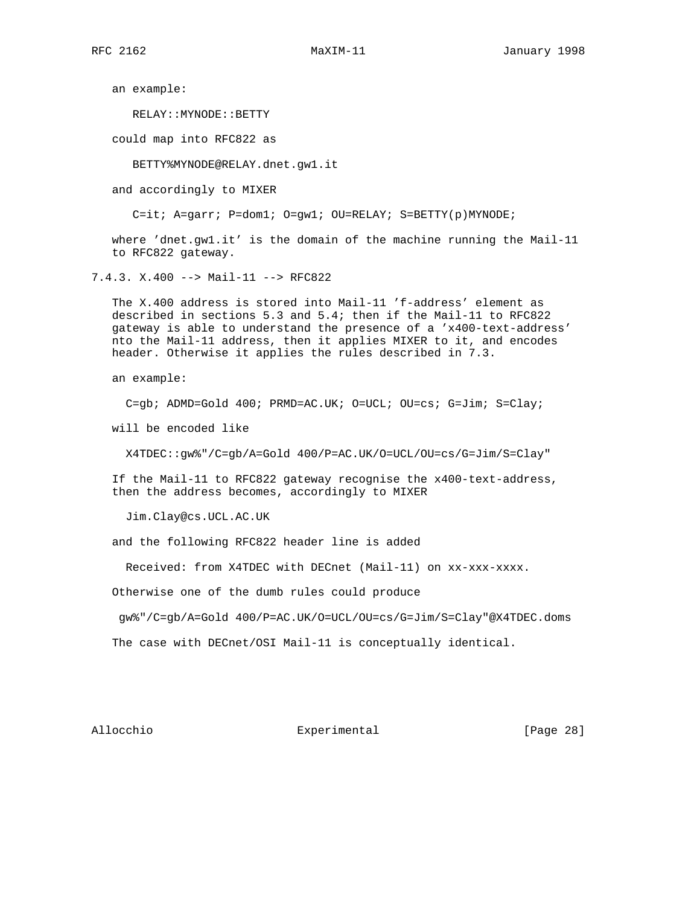an example:

```
RELAY::MYNODE::BETTY
```

could map into RFC822 as

```
BETTY%MYNODE@RELAY.dnet.gw1.it
```

and accordingly to MIXER

```
C=it; A=garr; P=dom1; O=gw1; OU=RELAY; S=BETTY(p)MYNODE;
```

where 'dnet.gw1.it' is the domain of the machine running the Mail-11 to RFC822 gateway.

### 7.4.3. X.400 --> Mail-11 --> RFC822

The X.400 address is stored into Mail-11 'f-address' element as described in sections 5.3 and 5.4; then if the Mail-11 to RFC822 gateway is able to understand the presence of a 'x400-text-address' nto the Mail-11 address, then it applies MIXER to it, and encodes header. Otherwise it applies the rules described in 7.3.

an example:

```
C=gb; ADMD=Gold 400; PRMD=AC.UK; O=UCL; OU=cs; G=Jim; S=Clay;
```

will be encoded like

```
X4TDEC::gw%"/C=gb/A=Gold 400/P=AC.UK/O=UCL/OU=cs/G=Jim/S=Clay"
```

If the Mail-11 to RFC822 gateway recognise the x400-text-address, then the address becomes, accordingly to MIXER

```
Jim.Clay@cs.UCL.AC.UK
```

and the following RFC822 header line is added

```
Received: from X4TDEC with DECnet (Mail-11) on xx-xxx-xxxx.
```

Otherwise one of the dumb rules could produce

```
gw%"/C=gb/A=Gold 400/P=AC.UK/O=UCL/OU=cs/G=Jim/S=Clay"@X4TDEC.doms
```

The case with DECnet/OSI Mail-11 is conceptually identical.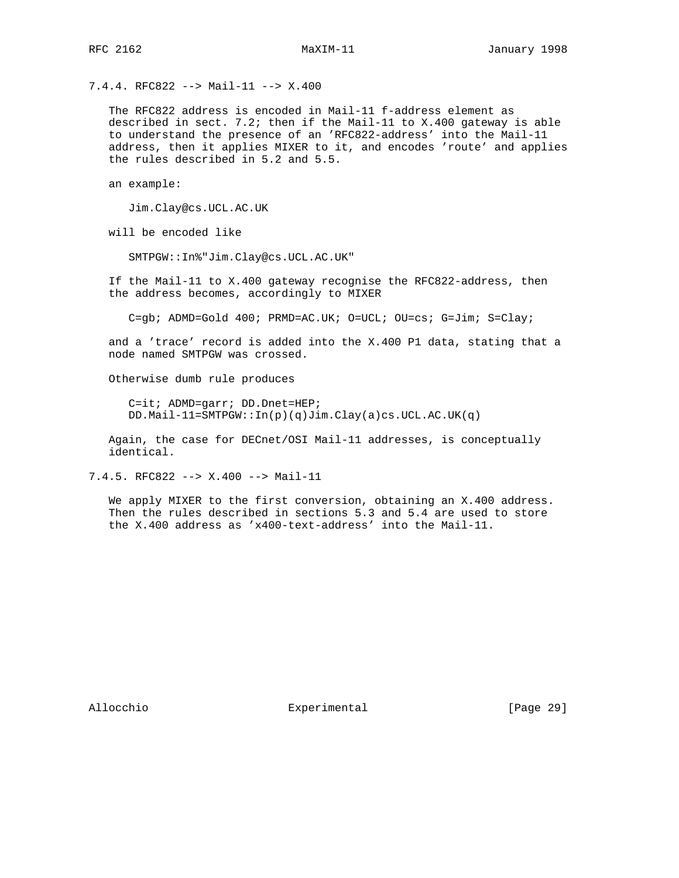### 7.4.4. RFC822 --> Mail-11 --> X.400

The RFC822 address is encoded in Mail-11 f-address element as described in sect. 7.2; then if the Mail-11 to X.400 gateway is able to understand the presence of an 'RFC822-address' into the Mail-11 address, then it applies MIXER to it, and encodes 'route' and applies the rules described in 5.2 and 5.5.

an example:

```
Jim.Clay@cs.UCL.AC.UK
```

will be encoded like

```
SMTPGW::In%"Jim.Clay@cs.UCL.AC.UK"
```

If the Mail-11 to X.400 gateway recognise the RFC822-address, then the address becomes, accordingly to MIXER

```
C=gb; ADMD=Gold 400; PRMD=AC.UK; O=UCL; OU=cs; G=Jim; S=Clay;
```

and a 'trace' record is added into the X.400 P1 data, stating that a node named SMTPGW was crossed.

Otherwise dumb rule produces

```
C=it; ADMD=garr; DD.Dnet=HEP;
DD.Mail-11=SMTPGW::In(p)(q)Jim.Clay(a)cs.UCL.AC.UK(q)
```

Again, the case for DECnet/OSI Mail-11 addresses, is conceptually identical.

### 7.4.5. RFC822 --> X.400 --> Mail-11

We apply MIXER to the first conversion, obtaining an X.400 address. Then the rules described in sections 5.3 and 5.4 are used to store the X.400 address as 'x400-text-address' into the Mail-11.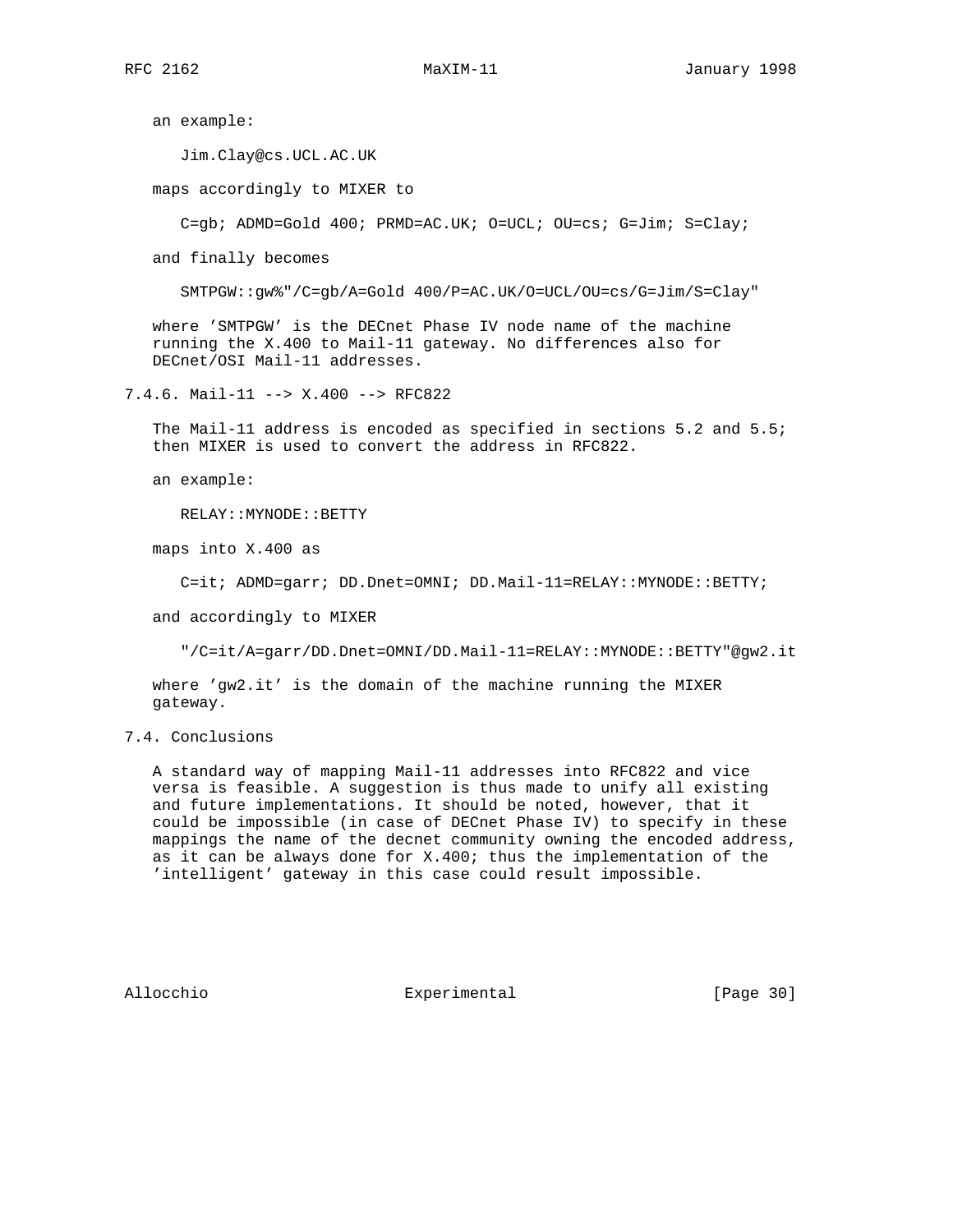an example:

```
Jim.Clay@cs.UCL.AC.UK
```

maps accordingly to MIXER to

```
C=gb; ADMD=Gold 400; PRMD=AC.UK; O=UCL; OU=cs; G=Jim; S=Clay;
```

and finally becomes

```
SMTPGW::gw%"/C=gb/A=Gold 400/P=AC.UK/O=UCL/OU=cs/G=Jim/S=Clay"
```

where 'SMTPGW' is the DECnet Phase IV node name of the machine running the X.400 to Mail-11 gateway. No differences also for DECnet/OSI Mail-11 addresses.

### 7.4.6. Mail-11 --> X.400 --> RFC822

The Mail-11 address is encoded as specified in sections 5.2 and 5.5; then MIXER is used to convert the address in RFC822.

an example:

```
RELAY::MYNODE::BETTY
```

maps into X.400 as

```
C=it; ADMD=garr; DD.Dnet=OMNI; DD.Mail-11=RELAY::MYNODE::BETTY;
```

and accordingly to MIXER

```
"/C=it/A=garr/DD.Dnet=OMNI/DD.Mail-11=RELAY::MYNODE::BETTY"@gw2.it
```

where 'gw2.it' is the domain of the machine running the MIXER gateway.

## 7.4. Conclusions

A standard way of mapping Mail-11 addresses into RFC822 and vice versa is feasible. A suggestion is thus made to unify all existing and future implementations. It should be noted, however, that it could be impossible (in case of DECnet Phase IV) to specify in these mappings the name of the decnet community owning the encoded address, as it can be always done for X.400; thus the implementation of the 'intelligent' gateway in this case could result impossible.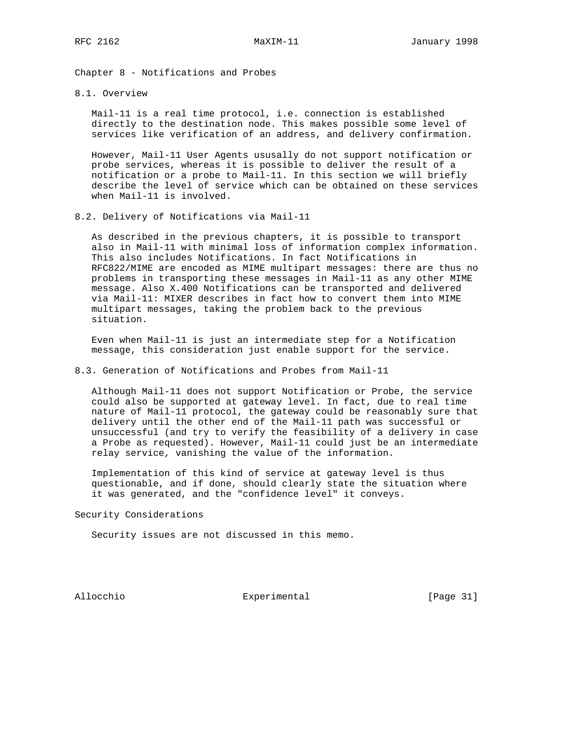## Chapter 8 - Notifications and Probes

### 8.1. Overview

Mail-11 is a real time protocol, i.e. connection is established directly to the destination node. This makes possible some level of services like verification of an address, and delivery confirmation.

However, Mail-11 User Agents ususally do not support notification or probe services, whereas it is possible to deliver the result of a notification or a probe to Mail-11. In this section we will briefly describe the level of service which can be obtained on these services when Mail-11 is involved.

### 8.2. Delivery of Notifications via Mail-11

As described in the previous chapters, it is possible to transport also in Mail-11 with minimal loss of information complex information. This also includes Notifications. In fact Notifications in RFC822/MIME are encoded as MIME multipart messages: there are thus no problems in transporting these messages in Mail-11 as any other MIME message. Also X.400 Notifications can be transported and delivered via Mail-11: MIXER describes in fact how to convert them into MIME multipart messages, taking the problem back to the previous situation.

Even when Mail-11 is just an intermediate step for a Notification message, this consideration just enable support for the service.

### 8.3. Generation of Notifications and Probes from Mail-11

Although Mail-11 does not support Notification or Probe, the service could also be supported at gateway level. In fact, due to real time nature of Mail-11 protocol, the gateway could be reasonably sure that delivery until the other end of the Mail-11 path was successful or unsuccessful (and try to verify the feasibility of a delivery in case a Probe as requested). However, Mail-11 could just be an intermediate relay service, vanishing the value of the information.

Implementation of this kind of service at gateway level is thus questionable, and if done, should clearly state the situation where it was generated, and the "confidence level" it conveys.

## Security Considerations

Security issues are not discussed in this memo.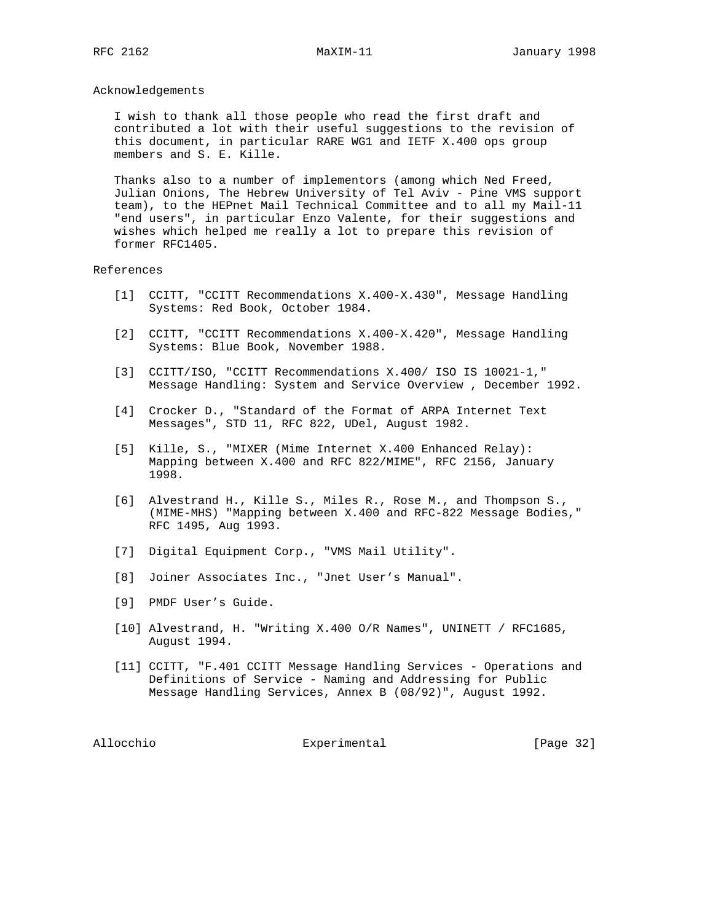## Acknowledgements

I wish to thank all those people who read the first draft and contributed a lot with their useful suggestions to the revision of this document, in particular RARE WG1 and IETF X.400 ops group members and S. E. Kille.

Thanks also to a number of implementors (among which Ned Freed, Julian Onions, The Hebrew University of Tel Aviv - Pine VMS support team), to the HEPnet Mail Technical Committee and to all my Mail-11 "end users", in particular Enzo Valente, for their suggestions and wishes which helped me really a lot to prepare this revision of former RFC1405.

## References

[1] CCITT, "CCITT Recommendations X.400-X.430", Message Handling Systems: Red Book, October 1984.

[2] CCITT, "CCITT Recommendations X.400-X.420", Message Handling Systems: Blue Book, November 1988.

[3] CCITT/ISO, "CCITT Recommendations X.400/ ISO IS 10021-1," Message Handling: System and Service Overview , December 1992.

[4] Crocker D., "Standard of the Format of ARPA Internet Text Messages", STD 11, RFC 822, UDel, August 1982.

[5] Kille, S., "MIXER (Mime Internet X.400 Enhanced Relay): Mapping between X.400 and RFC 822/MIME", RFC 2156, January 1998.

[6] Alvestrand H., Kille S., Miles R., Rose M., and Thompson S., (MIME-MHS) "Mapping between X.400 and RFC-822 Message Bodies," RFC 1495, Aug 1993.

[7] Digital Equipment Corp., "VMS Mail Utility".

[8] Joiner Associates Inc., "Jnet User's Manual".

[9] PMDF User's Guide.

[10] Alvestrand, H. "Writing X.400 O/R Names", UNINETT / RFC1685, August 1994.

[11] CCITT, "F.401 CCITT Message Handling Services - Operations and Definitions of Service - Naming and Addressing for Public Message Handling Services, Annex B (08/92)", August 1992.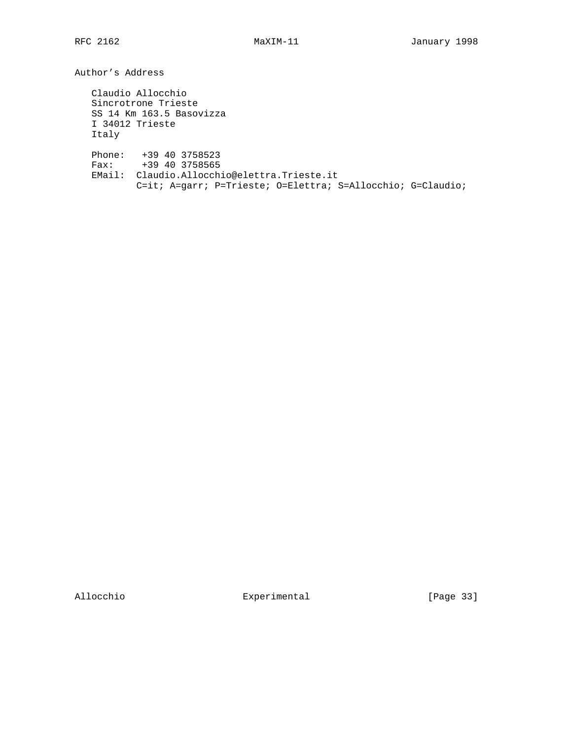## Author's Address

Claudio Allocchio
Sincrotrone Trieste
SS 14 Km 163.5 Basovizza
I 34012 Trieste
Italy

```
Phone:   +39 40 3758523
Fax:     +39 40 3758565
EMail:  Claudio.Allocchio@elettra.Trieste.it
        C=it; A=garr; P=Trieste; O=Elettra; S=Allocchio; G=Claudio;
```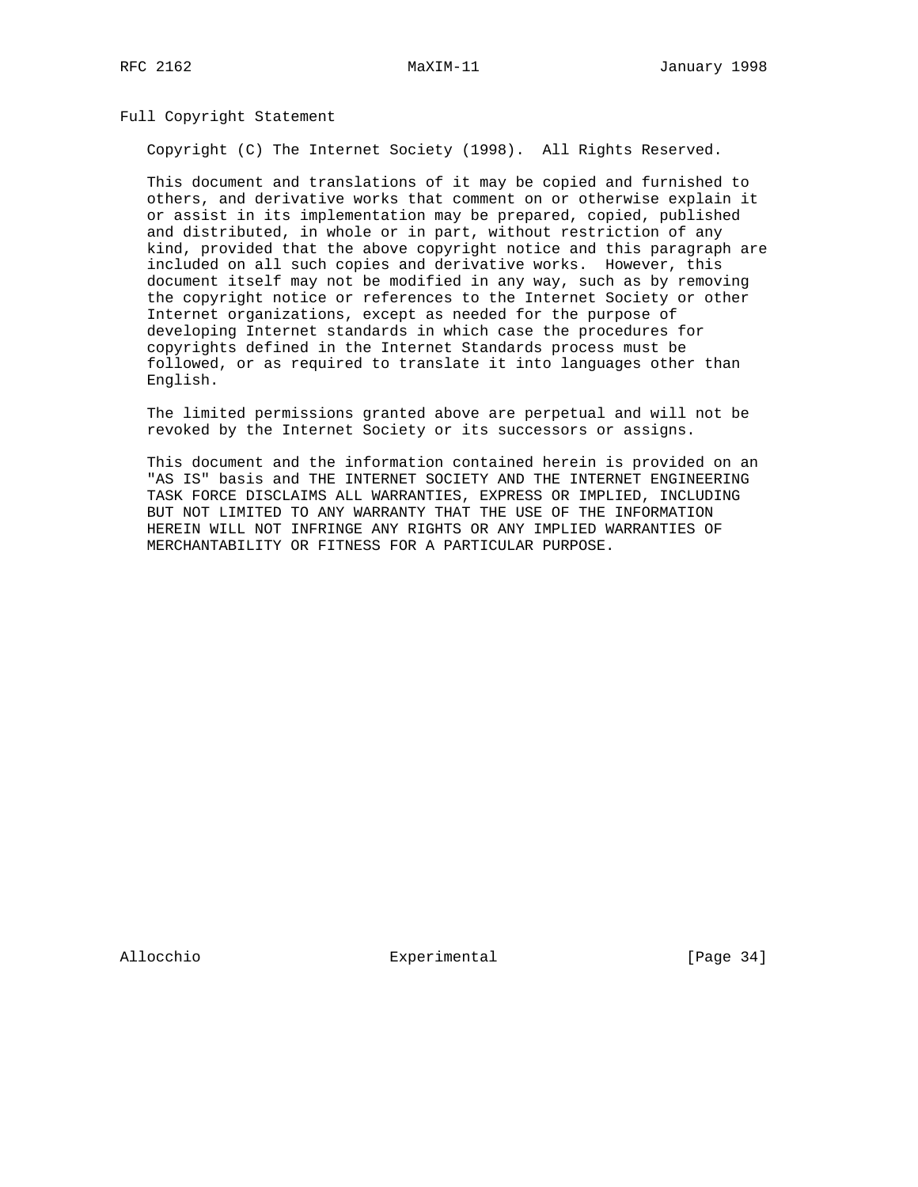## Full Copyright Statement

Copyright (C) The Internet Society (1998). All Rights Reserved.

This document and translations of it may be copied and furnished to others, and derivative works that comment on or otherwise explain it or assist in its implementation may be prepared, copied, published and distributed, in whole or in part, without restriction of any kind, provided that the above copyright notice and this paragraph are included on all such copies and derivative works. However, this document itself may not be modified in any way, such as by removing the copyright notice or references to the Internet Society or other Internet organizations, except as needed for the purpose of developing Internet standards in which case the procedures for copyrights defined in the Internet Standards process must be followed, or as required to translate it into languages other than English.

The limited permissions granted above are perpetual and will not be revoked by the Internet Society or its successors or assigns.

This document and the information contained herein is provided on an "AS IS" basis and THE INTERNET SOCIETY AND THE INTERNET ENGINEERING TASK FORCE DISCLAIMS ALL WARRANTIES, EXPRESS OR IMPLIED, INCLUDING BUT NOT LIMITED TO ANY WARRANTY THAT THE USE OF THE INFORMATION HEREIN WILL NOT INFRINGE ANY RIGHTS OR ANY IMPLIED WARRANTIES OF MERCHANTABILITY OR FITNESS FOR A PARTICULAR PURPOSE.